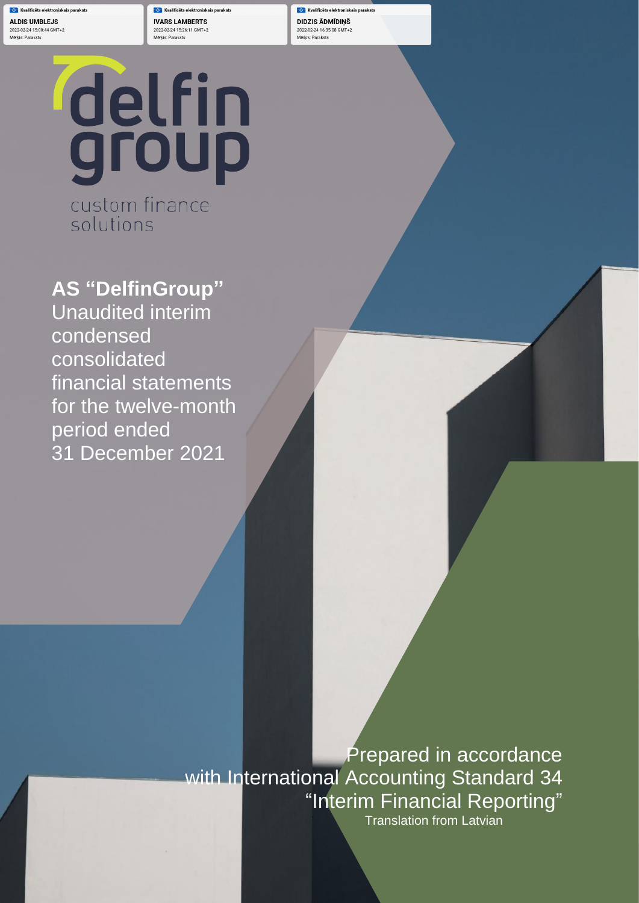Kvalificēts elektroniskais paraksts
**ALDIS UMBLEJS**
2022-02-24 15:00:44 GMT+2
Mērķis: Paraksts

Kvalificēts elektroniskais paraksts
**IVARS LAMBERTS**
2022-02-24 15:26:11 GMT+2
Mērķis: Paraksts

Kvalificēts elektroniskais paraksts
**DIDZIS ĀDMĪDIŅŠ**
2022-02-24 16:35:08 GMT+2
Mērķis: Paraksts

delfin group

custom finance solutions

# AS "DelfinGroup"

Unaudited interim condensed consolidated financial statements for the twelve-month period ended 31 December 2021

Prepared in accordance with International Accounting Standard 34 "Interim Financial Reporting"

Translation from Latvian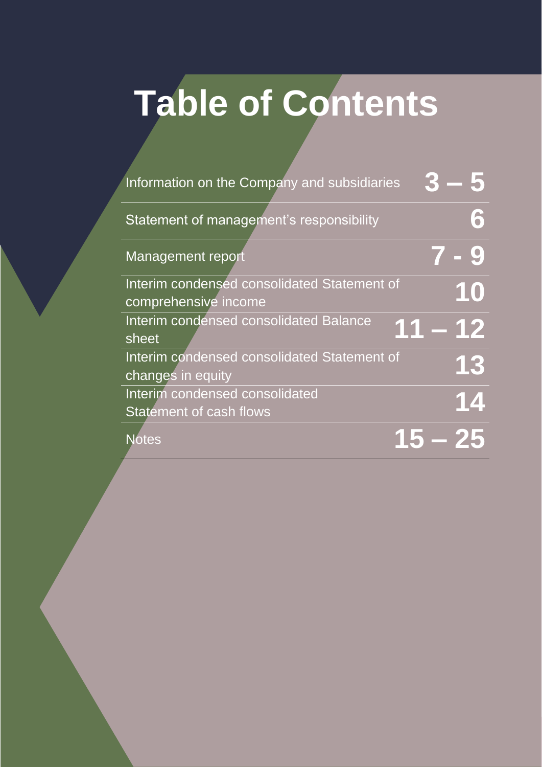# Table of Contents

| Section | Pages |
|---|---|
| Information on the Company and subsidiaries | 3 – 5 |
| Statement of management's responsibility | 6 |
| Management report | 7 - 9 |
| Interim condensed consolidated Statement of comprehensive income | 10 |
| Interim condensed consolidated Balance sheet | 11 – 12 |
| Interim condensed consolidated Statement of changes in equity | 13 |
| Interim condensed consolidated Statement of cash flows | 14 |
| Notes | 15 – 25 |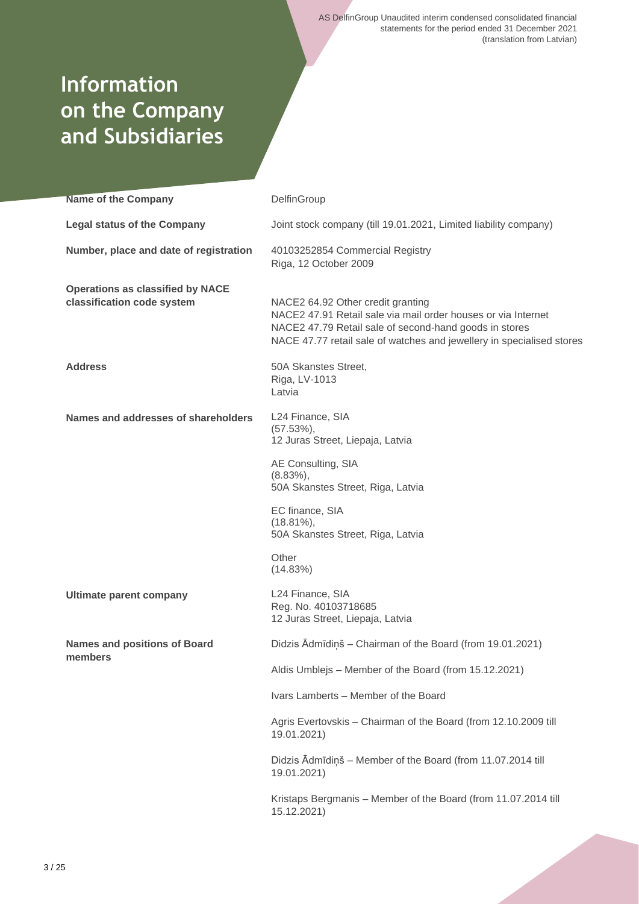# Information on the Company and Subsidiaries

| | |
|---|---|
| **Name of the Company** | DelfinGroup |
| **Legal status of the Company** | Joint stock company (till 19.01.2021, Limited liability company) |
| **Number, place and date of registration** | 40103252854 Commercial Registry<br>Riga, 12 October 2009 |
| **Operations as classified by NACE classification code system** | NACE2 64.92 Other credit granting<br>NACE2 47.91 Retail sale via mail order houses or via Internet<br>NACE2 47.79 Retail sale of second-hand goods in stores<br>NACE 47.77 retail sale of watches and jewellery in specialised stores |
| **Address** | 50A Skanstes Street,<br>Riga, LV-1013<br>Latvia |
| **Names and addresses of shareholders** | L24 Finance, SIA<br>(57.53%),<br>12 Juras Street, Liepaja, Latvia<br><br>AE Consulting, SIA<br>(8.83%),<br>50A Skanstes Street, Riga, Latvia<br><br>EC finance, SIA<br>(18.81%),<br>50A Skanstes Street, Riga, Latvia<br><br>Other<br>(14.83%) |
| **Ultimate parent company** | L24 Finance, SIA<br>Reg. No. 40103718685<br>12 Juras Street, Liepaja, Latvia |
| **Names and positions of Board members** | Didzis Ādmīdiņš – Chairman of the Board (from 19.01.2021)<br><br>Aldis Umblejs – Member of the Board (from 15.12.2021)<br><br>Ivars Lamberts – Member of the Board<br><br>Agris Evertovskis – Chairman of the Board (from 12.10.2009 till 19.01.2021)<br><br>Didzis Ādmīdiņš – Member of the Board (from 11.07.2014 till 19.01.2021)<br><br>Kristaps Bergmanis – Member of the Board (from 11.07.2014 till 15.12.2021) |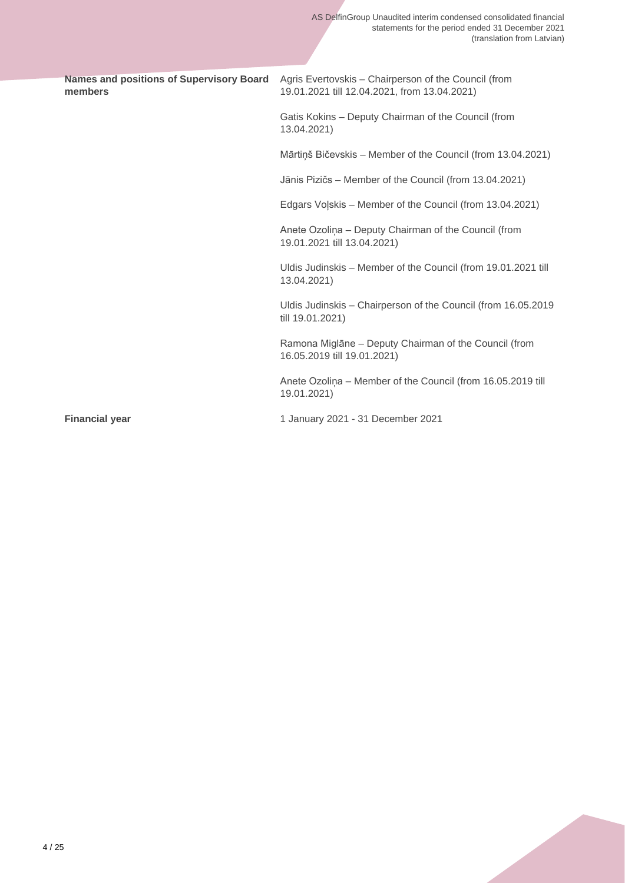| | |
|---|---|
| **Names and positions of Supervisory Board members** | Agris Evertovskis – Chairperson of the Council (from 19.01.2021 till 12.04.2021, from 13.04.2021) |
| | Gatis Kokins – Deputy Chairman of the Council (from 13.04.2021) |
| | Mārtiņš Bičevskis – Member of the Council (from 13.04.2021) |
| | Jānis Pizičs – Member of the Council (from 13.04.2021) |
| | Edgars Voļskis – Member of the Council (from 13.04.2021) |
| | Anete Ozoliņa – Deputy Chairman of the Council (from 19.01.2021 till 13.04.2021) |
| | Uldis Judinskis – Member of the Council (from 19.01.2021 till 13.04.2021) |
| | Uldis Judinskis – Chairperson of the Council (from 16.05.2019 till 19.01.2021) |
| | Ramona Miglāne – Deputy Chairman of the Council (from 16.05.2019 till 19.01.2021) |
| | Anete Ozoliņa – Member of the Council (from 16.05.2019 till 19.01.2021) |
| **Financial year** | 1 January 2021 - 31 December 2021 |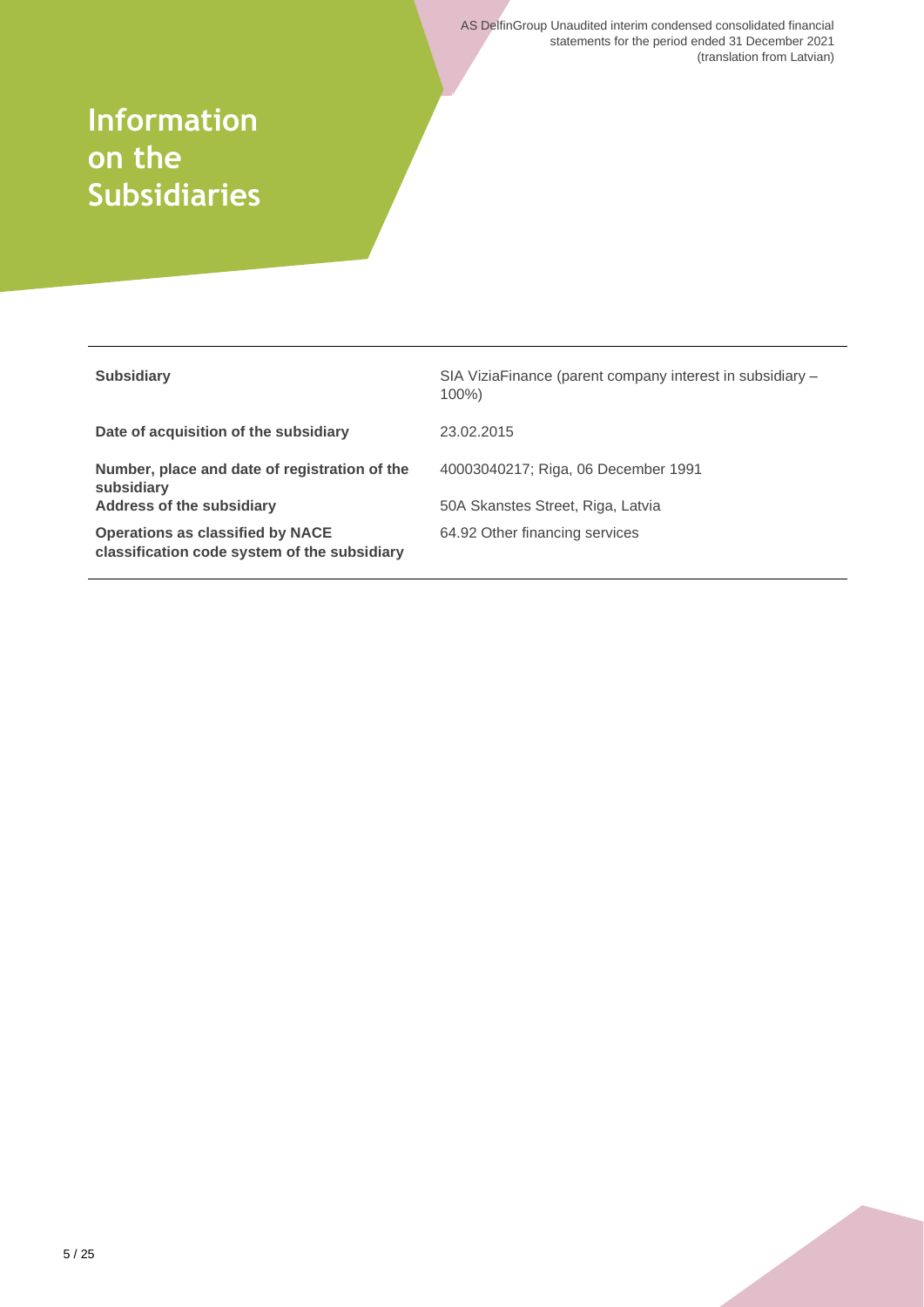# Information on the Subsidiaries

| | |
|---|---|
| **Subsidiary** | SIA ViziaFinance (parent company interest in subsidiary – 100%) |
| **Date of acquisition of the subsidiary** | 23.02.2015 |
| **Number, place and date of registration of the subsidiary** | 40003040217; Riga, 06 December 1991 |
| **Address of the subsidiary** | 50A Skanstes Street, Riga, Latvia |
| **Operations as classified by NACE classification code system of the subsidiary** | 64.92 Other financing services |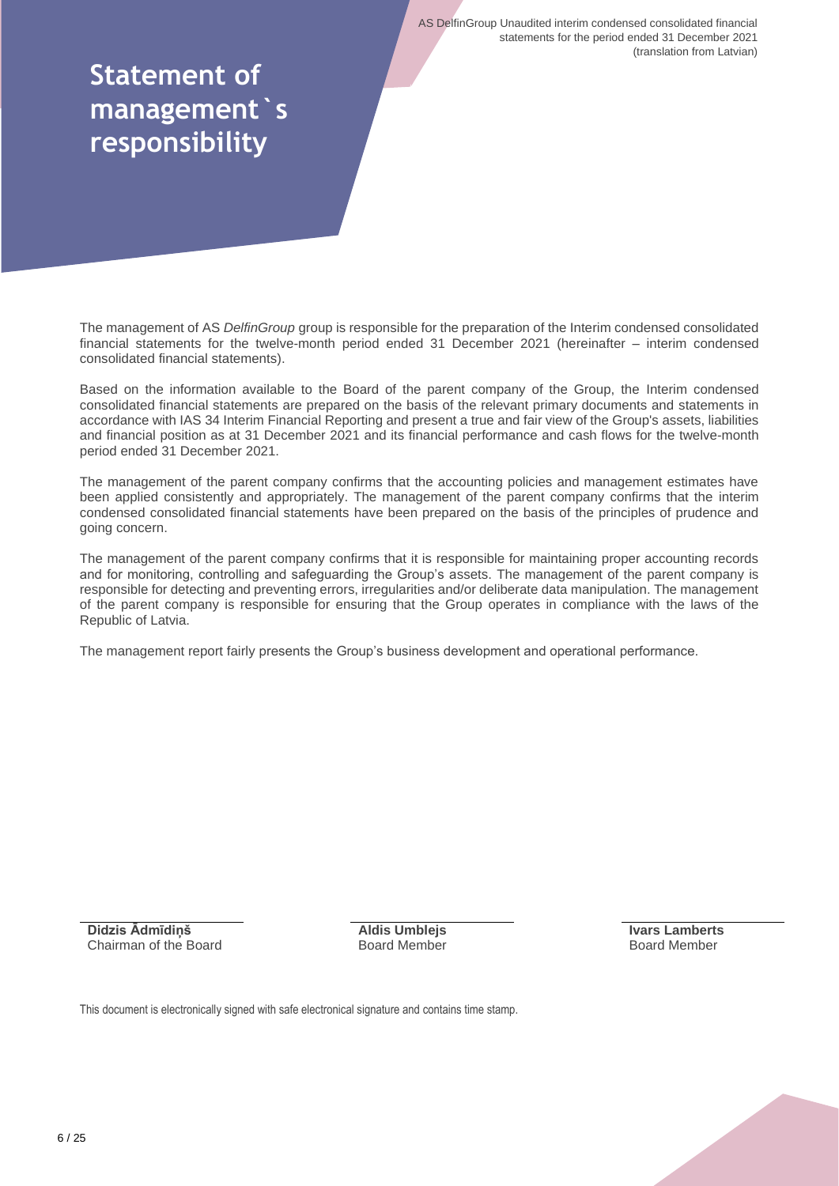# Statement of management`s responsibility

The management of AS *DelfinGroup* group is responsible for the preparation of the Interim condensed consolidated financial statements for the twelve-month period ended 31 December 2021 (hereinafter – interim condensed consolidated financial statements).

Based on the information available to the Board of the parent company of the Group, the Interim condensed consolidated financial statements are prepared on the basis of the relevant primary documents and statements in accordance with IAS 34 Interim Financial Reporting and present a true and fair view of the Group's assets, liabilities and financial position as at 31 December 2021 and its financial performance and cash flows for the twelve-month period ended 31 December 2021.

The management of the parent company confirms that the accounting policies and management estimates have been applied consistently and appropriately. The management of the parent company confirms that the interim condensed consolidated financial statements have been prepared on the basis of the principles of prudence and going concern.

The management of the parent company confirms that it is responsible for maintaining proper accounting records and for monitoring, controlling and safeguarding the Group's assets. The management of the parent company is responsible for detecting and preventing errors, irregularities and/or deliberate data manipulation. The management of the parent company is responsible for ensuring that the Group operates in compliance with the laws of the Republic of Latvia.

The management report fairly presents the Group's business development and operational performance.

**Didzis Ādmīdiņš**
Chairman of the Board

**Aldis Umblejs**
Board Member

**Ivars Lamberts**
Board Member

This document is electronically signed with safe electronical signature and contains time stamp.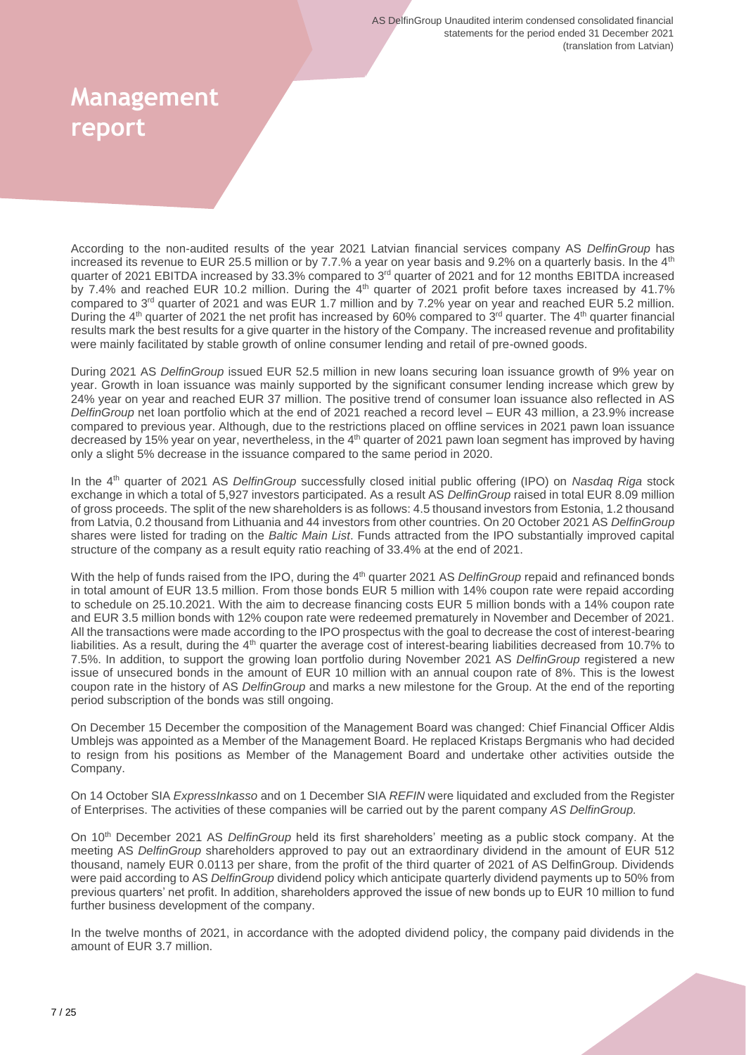# Management report

According to the non-audited results of the year 2021 Latvian financial services company AS *DelfinGroup* has increased its revenue to EUR 25.5 million or by 7.7.% a year on year basis and 9.2% on a quarterly basis. In the 4th quarter of 2021 EBITDA increased by 33.3% compared to 3rd quarter of 2021 and for 12 months EBITDA increased by 7.4% and reached EUR 10.2 million. During the 4th quarter of 2021 profit before taxes increased by 41.7% compared to 3rd quarter of 2021 and was EUR 1.7 million and by 7.2% year on year and reached EUR 5.2 million. During the 4th quarter of 2021 the net profit has increased by 60% compared to 3rd quarter. The 4th quarter financial results mark the best results for a give quarter in the history of the Company. The increased revenue and profitability were mainly facilitated by stable growth of online consumer lending and retail of pre-owned goods.

During 2021 AS *DelfinGroup* issued EUR 52.5 million in new loans securing loan issuance growth of 9% year on year. Growth in loan issuance was mainly supported by the significant consumer lending increase which grew by 24% year on year and reached EUR 37 million. The positive trend of consumer loan issuance also reflected in AS *DelfinGroup* net loan portfolio which at the end of 2021 reached a record level – EUR 43 million, a 23.9% increase compared to previous year. Although, due to the restrictions placed on offline services in 2021 pawn loan issuance decreased by 15% year on year, nevertheless, in the 4th quarter of 2021 pawn loan segment has improved by having only a slight 5% decrease in the issuance compared to the same period in 2020.

In the 4th quarter of 2021 AS *DelfinGroup* successfully closed initial public offering (IPO) on *Nasdaq Riga* stock exchange in which a total of 5,927 investors participated. As a result AS *DelfinGroup* raised in total EUR 8.09 million of gross proceeds. The split of the new shareholders is as follows: 4.5 thousand investors from Estonia, 1.2 thousand from Latvia, 0.2 thousand from Lithuania and 44 investors from other countries. On 20 October 2021 AS *DelfinGroup* shares were listed for trading on the *Baltic Main List*. Funds attracted from the IPO substantially improved capital structure of the company as a result equity ratio reaching of 33.4% at the end of 2021.

With the help of funds raised from the IPO, during the 4th quarter 2021 AS *DelfinGroup* repaid and refinanced bonds in total amount of EUR 13.5 million. From those bonds EUR 5 million with 14% coupon rate were repaid according to schedule on 25.10.2021. With the aim to decrease financing costs EUR 5 million bonds with a 14% coupon rate and EUR 3.5 million bonds with 12% coupon rate were redeemed prematurely in November and December of 2021. All the transactions were made according to the IPO prospectus with the goal to decrease the cost of interest-bearing liabilities. As a result, during the 4th quarter the average cost of interest-bearing liabilities decreased from 10.7% to 7.5%. In addition, to support the growing loan portfolio during November 2021 AS *DelfinGroup* registered a new issue of unsecured bonds in the amount of EUR 10 million with an annual coupon rate of 8%. This is the lowest coupon rate in the history of AS *DelfinGroup* and marks a new milestone for the Group. At the end of the reporting period subscription of the bonds was still ongoing.

On December 15 December the composition of the Management Board was changed: Chief Financial Officer Aldis Umblejs was appointed as a Member of the Management Board. He replaced Kristaps Bergmanis who had decided to resign from his positions as Member of the Management Board and undertake other activities outside the Company.

On 14 October SIA *ExpressInkasso* and on 1 December SIA *REFIN* were liquidated and excluded from the Register of Enterprises. The activities of these companies will be carried out by the parent company *AS DelfinGroup.*

On 10th December 2021 AS *DelfinGroup* held its first shareholders' meeting as a public stock company. At the meeting AS *DelfinGroup* shareholders approved to pay out an extraordinary dividend in the amount of EUR 512 thousand, namely EUR 0.0113 per share, from the profit of the third quarter of 2021 of AS DelfinGroup. Dividends were paid according to AS *DelfinGroup* dividend policy which anticipate quarterly dividend payments up to 50% from previous quarters' net profit. In addition, shareholders approved the issue of new bonds up to EUR 10 million to fund further business development of the company.

In the twelve months of 2021, in accordance with the adopted dividend policy, the company paid dividends in the amount of EUR 3.7 million.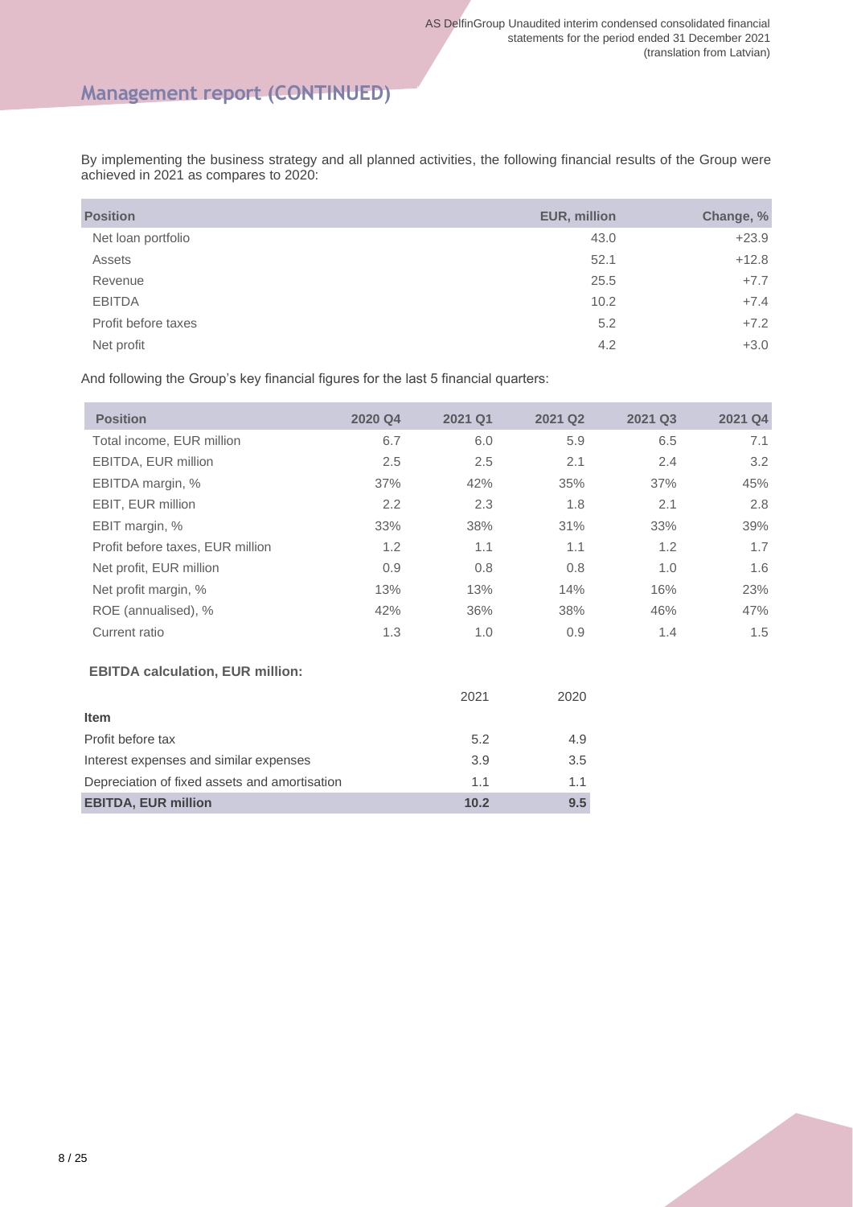## Management report (CONTINUED)

By implementing the business strategy and all planned activities, the following financial results of the Group were achieved in 2021 as compares to 2020:

| Position | EUR, million | Change, % |
|---|---|---|
| Net loan portfolio | 43.0 | +23.9 |
| Assets | 52.1 | +12.8 |
| Revenue | 25.5 | +7.7 |
| EBITDA | 10.2 | +7.4 |
| Profit before taxes | 5.2 | +7.2 |
| Net profit | 4.2 | +3.0 |

And following the Group's key financial figures for the last 5 financial quarters:

| Position | 2020 Q4 | 2021 Q1 | 2021 Q2 | 2021 Q3 | 2021 Q4 |
|---|---|---|---|---|---|
| Total income, EUR million | 6.7 | 6.0 | 5.9 | 6.5 | 7.1 |
| EBITDA, EUR million | 2.5 | 2.5 | 2.1 | 2.4 | 3.2 |
| EBITDA margin, % | 37% | 42% | 35% | 37% | 45% |
| EBIT, EUR million | 2.2 | 2.3 | 1.8 | 2.1 | 2.8 |
| EBIT margin, % | 33% | 38% | 31% | 33% | 39% |
| Profit before taxes, EUR million | 1.2 | 1.1 | 1.1 | 1.2 | 1.7 |
| Net profit, EUR million | 0.9 | 0.8 | 0.8 | 1.0 | 1.6 |
| Net profit margin, % | 13% | 13% | 14% | 16% | 23% |
| ROE (annualised), % | 42% | 36% | 38% | 46% | 47% |
| Current ratio | 1.3 | 1.0 | 0.9 | 1.4 | 1.5 |

**EBITDA calculation, EUR million:**

| Item | 2021 | 2020 |
|---|---|---|
| Profit before tax | 5.2 | 4.9 |
| Interest expenses and similar expenses | 3.9 | 3.5 |
| Depreciation of fixed assets and amortisation | 1.1 | 1.1 |
| **EBITDA, EUR million** | **10.2** | **9.5** |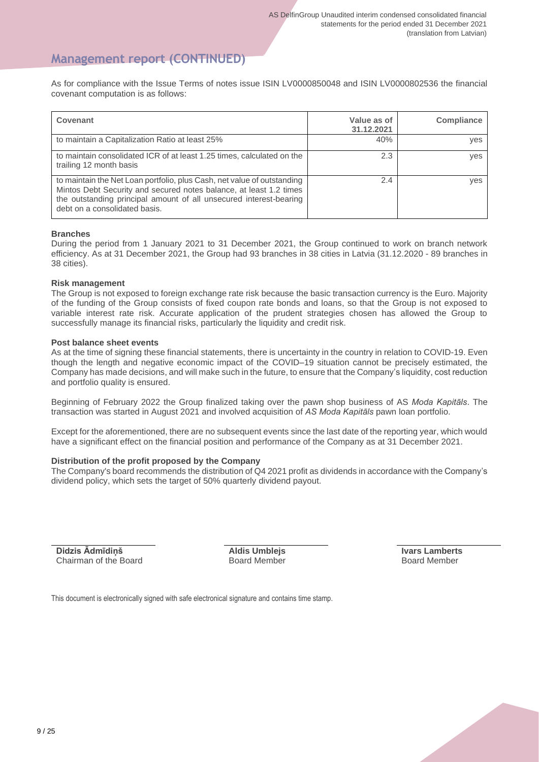## Management report (CONTINUED)

As for compliance with the Issue Terms of notes issue ISIN LV0000850048 and ISIN LV0000802536 the financial covenant computation is as follows:

| Covenant | Value as of 31.12.2021 | Compliance |
|---|---|---|
| to maintain a Capitalization Ratio at least 25% | 40% | yes |
| to maintain consolidated ICR of at least 1.25 times, calculated on the trailing 12 month basis | 2.3 | yes |
| to maintain the Net Loan portfolio, plus Cash, net value of outstanding Mintos Debt Security and secured notes balance, at least 1.2 times the outstanding principal amount of all unsecured interest-bearing debt on a consolidated basis. | 2.4 | yes |

**Branches**

During the period from 1 January 2021 to 31 December 2021, the Group continued to work on branch network efficiency. As at 31 December 2021, the Group had 93 branches in 38 cities in Latvia (31.12.2020 - 89 branches in 38 cities).

**Risk management**

The Group is not exposed to foreign exchange rate risk because the basic transaction currency is the Euro. Majority of the funding of the Group consists of fixed coupon rate bonds and loans, so that the Group is not exposed to variable interest rate risk. Accurate application of the prudent strategies chosen has allowed the Group to successfully manage its financial risks, particularly the liquidity and credit risk.

**Post balance sheet events**

As at the time of signing these financial statements, there is uncertainty in the country in relation to COVID-19. Even though the length and negative economic impact of the COVID–19 situation cannot be precisely estimated, the Company has made decisions, and will make such in the future, to ensure that the Company's liquidity, cost reduction and portfolio quality is ensured.

Beginning of February 2022 the Group finalized taking over the pawn shop business of AS *Moda Kapitāls*. The transaction was started in August 2021 and involved acquisition of *AS Moda Kapitāls* pawn loan portfolio.

Except for the aforementioned, there are no subsequent events since the last date of the reporting year, which would have a significant effect on the financial position and performance of the Company as at 31 December 2021.

**Distribution of the profit proposed by the Company**

The Company's board recommends the distribution of Q4 2021 profit as dividends in accordance with the Company's dividend policy, which sets the target of 50% quarterly dividend payout.

| | | |
|---|---|---|
| **Didzis Ādmīdiņš** | **Aldis Umblejs** | **Ivars Lamberts** |
| Chairman of the Board | Board Member | Board Member |

This document is electronically signed with safe electronical signature and contains time stamp.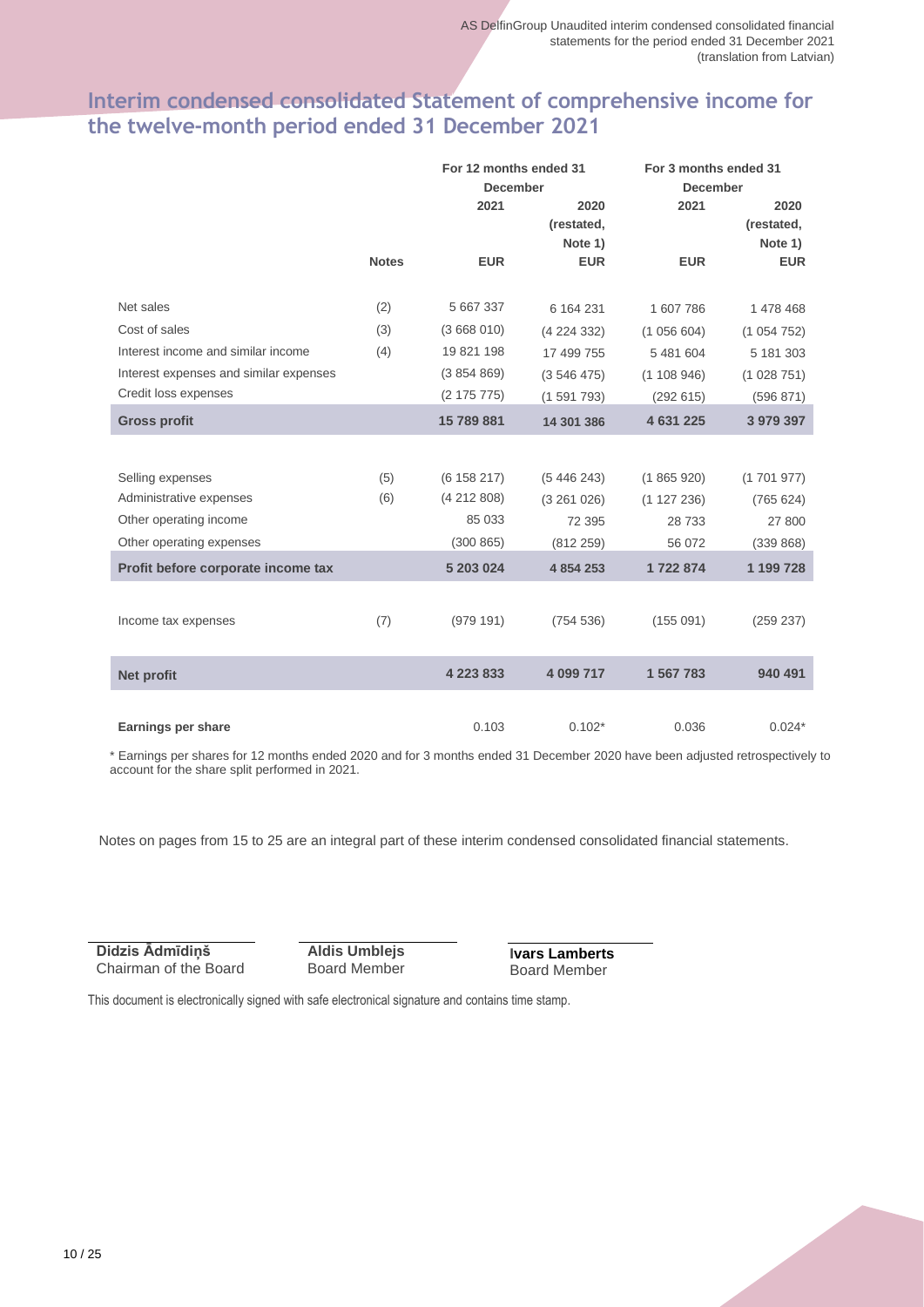## Interim condensed consolidated Statement of comprehensive income for the twelve-month period ended 31 December 2021

| | | For 12 months ended 31 December | | For 3 months ended 31 December | |
|---|---|---|---|---|---|
| | | 2021 | 2020 (restated, Note 1) | 2021 | 2020 (restated, Note 1) |
| | **Notes** | **EUR** | **EUR** | **EUR** | **EUR** |
| Net sales | (2) | 5 667 337 | 6 164 231 | 1 607 786 | 1 478 468 |
| Cost of sales | (3) | (3 668 010) | (4 224 332) | (1 056 604) | (1 054 752) |
| Interest income and similar income | (4) | 19 821 198 | 17 499 755 | 5 481 604 | 5 181 303 |
| Interest expenses and similar expenses | | (3 854 869) | (3 546 475) | (1 108 946) | (1 028 751) |
| Credit loss expenses | | (2 175 775) | (1 591 793) | (292 615) | (596 871) |
| **Gross profit** | | **15 789 881** | **14 301 386** | **4 631 225** | **3 979 397** |
| Selling expenses | (5) | (6 158 217) | (5 446 243) | (1 865 920) | (1 701 977) |
| Administrative expenses | (6) | (4 212 808) | (3 261 026) | (1 127 236) | (765 624) |
| Other operating income | | 85 033 | 72 395 | 28 733 | 27 800 |
| Other operating expenses | | (300 865) | (812 259) | 56 072 | (339 868) |
| **Profit before corporate income tax** | | **5 203 024** | **4 854 253** | **1 722 874** | **1 199 728** |
| Income tax expenses | (7) | (979 191) | (754 536) | (155 091) | (259 237) |
| **Net profit** | | **4 223 833** | **4 099 717** | **1 567 783** | **940 491** |
| **Earnings per share** | | 0.103 | 0.102* | 0.036 | 0.024* |

\* Earnings per shares for 12 months ended 2020 and for 3 months ended 31 December 2020 have been adjusted retrospectively to account for the share split performed in 2021.

Notes on pages from 15 to 25 are an integral part of these interim condensed consolidated financial statements.

| | | |
|---|---|---|
| **Didzis Ādmīdiņš** | **Aldis Umblejs** | **Ivars Lamberts** |
| Chairman of the Board | Board Member | Board Member |

This document is electronically signed with safe electronical signature and contains time stamp.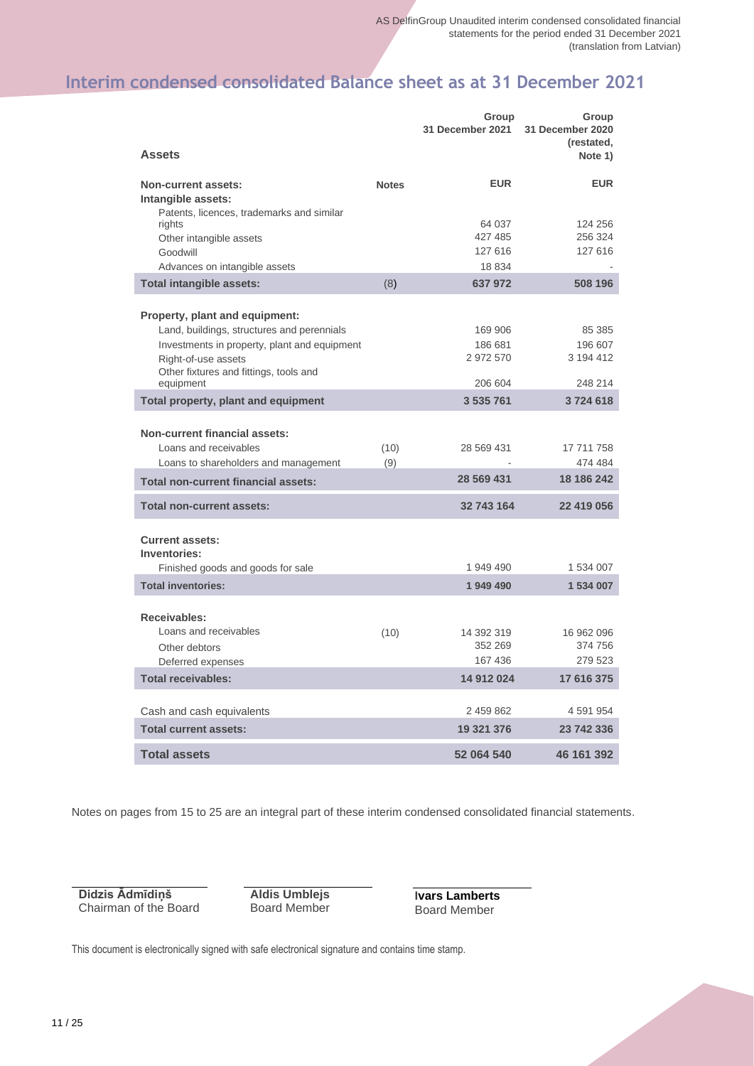## Interim condensed consolidated Balance sheet as at 31 December 2021

| Assets | | Group 31 December 2021 | Group 31 December 2020 (restated, Note 1) |
|---|---|---|---|
| **Non-current assets:** | **Notes** | **EUR** | **EUR** |
| **Intangible assets:** | | | |
| Patents, licences, trademarks and similar rights | | 64 037 | 124 256 |
| Other intangible assets | | 427 485 | 256 324 |
| Goodwill | | 127 616 | 127 616 |
| Advances on intangible assets | | 18 834 | - |
| **Total intangible assets:** | (8) | **637 972** | **508 196** |
| | | | |
| **Property, plant and equipment:** | | | |
| Land, buildings, structures and perennials | | 169 906 | 85 385 |
| Investments in property, plant and equipment | | 186 681 | 196 607 |
| Right-of-use assets | | 2 972 570 | 3 194 412 |
| Other fixtures and fittings, tools and equipment | | 206 604 | 248 214 |
| **Total property, plant and equipment** | | **3 535 761** | **3 724 618** |
| | | | |
| **Non-current financial assets:** | | | |
| Loans and receivables | (10) | 28 569 431 | 17 711 758 |
| Loans to shareholders and management | (9) | - | 474 484 |
| **Total non-current financial assets:** | | **28 569 431** | **18 186 242** |
| **Total non-current assets:** | | **32 743 164** | **22 419 056** |
| | | | |
| **Current assets:** | | | |
| **Inventories:** | | | |
| Finished goods and goods for sale | | 1 949 490 | 1 534 007 |
| **Total inventories:** | | **1 949 490** | **1 534 007** |
| | | | |
| **Receivables:** | | | |
| Loans and receivables | (10) | 14 392 319 | 16 962 096 |
| Other debtors | | 352 269 | 374 756 |
| Deferred expenses | | 167 436 | 279 523 |
| **Total receivables:** | | **14 912 024** | **17 616 375** |
| | | | |
| Cash and cash equivalents | | 2 459 862 | 4 591 954 |
| **Total current assets:** | | **19 321 376** | **23 742 336** |
| **Total assets** | | **52 064 540** | **46 161 392** |

Notes on pages from 15 to 25 are an integral part of these interim condensed consolidated financial statements.

**Didzis Ādmīdiņš**
Chairman of the Board

**Aldis Umblejs**
Board Member

**Ivars Lamberts**
Board Member

This document is electronically signed with safe electronical signature and contains time stamp.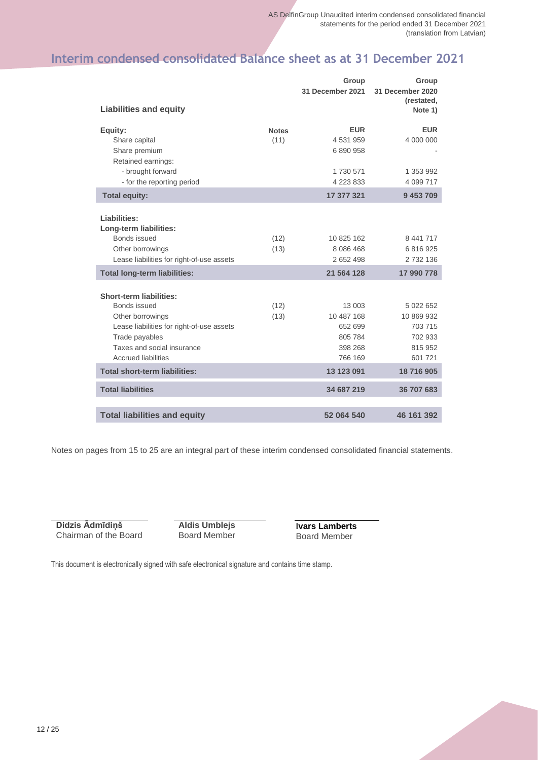# Interim condensed consolidated Balance sheet as at 31 December 2021

| Liabilities and equity | Notes | Group 31 December 2021 | Group 31 December 2020 (restated, Note 1) |
|---|---|---|---|
| **Equity:** | | **EUR** | **EUR** |
| Share capital | (11) | 4 531 959 | 4 000 000 |
| Share premium | | 6 890 958 | - |
| Retained earnings: | | | |
| - brought forward | | 1 730 571 | 1 353 992 |
| - for the reporting period | | 4 223 833 | 4 099 717 |
| **Total equity:** | | **17 377 321** | **9 453 709** |
| **Liabilities:** | | | |
| **Long-term liabilities:** | | | |
| Bonds issued | (12) | 10 825 162 | 8 441 717 |
| Other borrowings | (13) | 8 086 468 | 6 816 925 |
| Lease liabilities for right-of-use assets | | 2 652 498 | 2 732 136 |
| **Total long-term liabilities:** | | **21 564 128** | **17 990 778** |
| **Short-term liabilities:** | | | |
| Bonds issued | (12) | 13 003 | 5 022 652 |
| Other borrowings | (13) | 10 487 168 | 10 869 932 |
| Lease liabilities for right-of-use assets | | 652 699 | 703 715 |
| Trade payables | | 805 784 | 702 933 |
| Taxes and social insurance | | 398 268 | 815 952 |
| Accrued liabilities | | 766 169 | 601 721 |
| **Total short-term liabilities:** | | **13 123 091** | **18 716 905** |
| **Total liabilities** | | **34 687 219** | **36 707 683** |
| **Total liabilities and equity** | | **52 064 540** | **46 161 392** |

Notes on pages from 15 to 25 are an integral part of these interim condensed consolidated financial statements.

**Didzis Ādmīdiņš**
Chairman of the Board

**Aldis Umblejs**
Board Member

**Ivars Lamberts**
Board Member

This document is electronically signed with safe electronical signature and contains time stamp.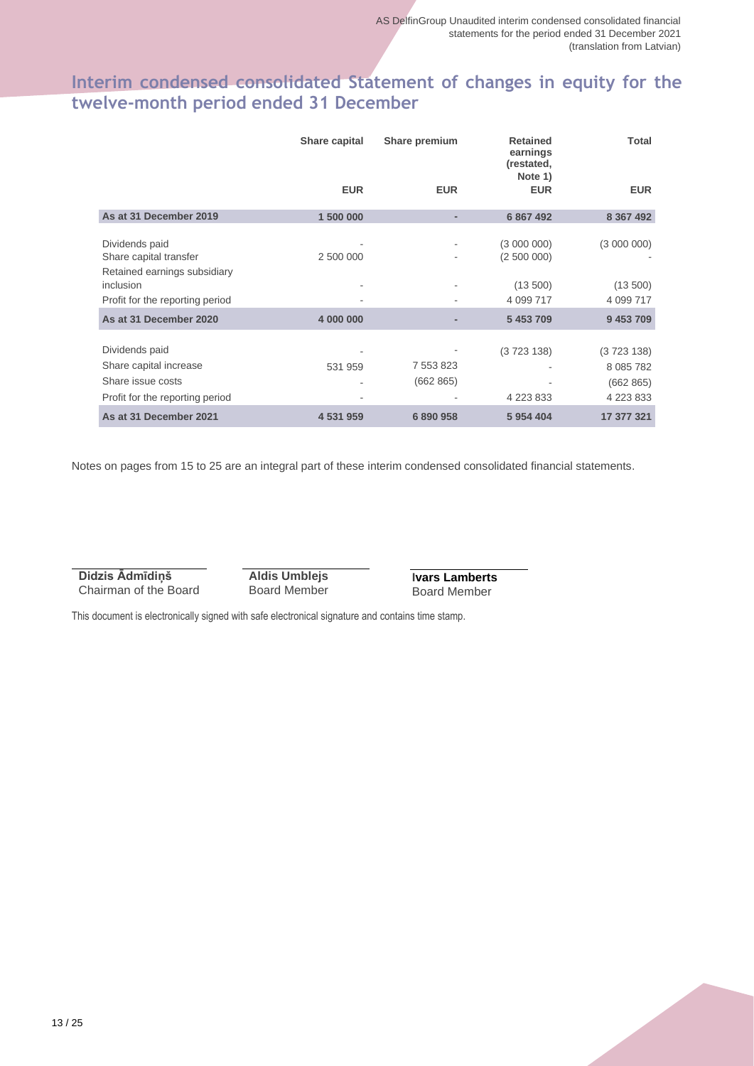## Interim condensed consolidated Statement of changes in equity for the twelve-month period ended 31 December

| | Share capital | Share premium | Retained earnings (restated, Note 1) | Total |
|---|---|---|---|---|
| | EUR | EUR | EUR | EUR |
| **As at 31 December 2019** | **1 500 000** | **-** | **6 867 492** | **8 367 492** |
| Dividends paid | - | - | (3 000 000) | (3 000 000) |
| Share capital transfer | 2 500 000 | - | (2 500 000) | - |
| Retained earnings subsidiary inclusion | - | - | (13 500) | (13 500) |
| Profit for the reporting period | - | - | 4 099 717 | 4 099 717 |
| **As at 31 December 2020** | **4 000 000** | **-** | **5 453 709** | **9 453 709** |
| Dividends paid | - | - | (3 723 138) | (3 723 138) |
| Share capital increase | 531 959 | 7 553 823 | - | 8 085 782 |
| Share issue costs | - | (662 865) | - | (662 865) |
| Profit for the reporting period | - | - | 4 223 833 | 4 223 833 |
| **As at 31 December 2021** | **4 531 959** | **6 890 958** | **5 954 404** | **17 377 321** |

Notes on pages from 15 to 25 are an integral part of these interim condensed consolidated financial statements.

| **Didzis Ādmīdiņš** | **Aldis Umblejs** | **Ivars Lamberts** |
|---|---|---|
| Chairman of the Board | Board Member | Board Member |

This document is electronically signed with safe electronical signature and contains time stamp.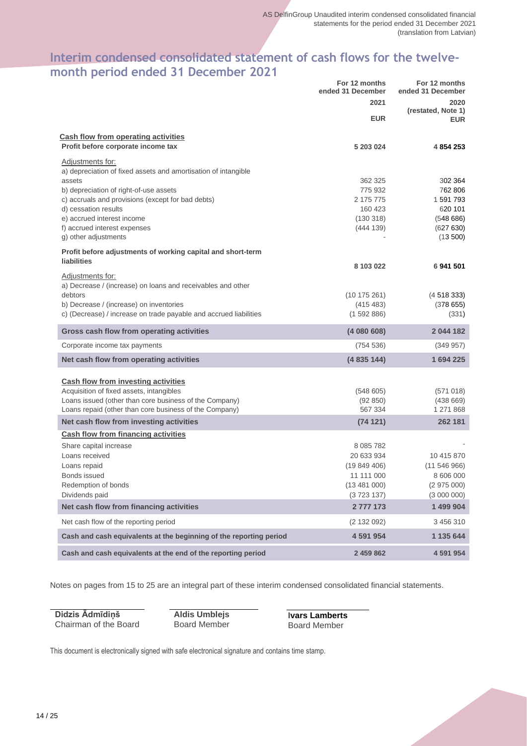# Interim condensed consolidated statement of cash flows for the twelve-month period ended 31 December 2021

| | For 12 months ended 31 December 2021 EUR | For 12 months ended 31 December 2020 (restated, Note 1) EUR |
|---|---|---|
| **Cash flow from operating activities** | | |
| **Profit before corporate income tax** | **5 203 024** | **4 854 253** |
| Adjustments for: | | |
| a) depreciation of fixed assets and amortisation of intangible assets | 362 325 | 302 364 |
| b) depreciation of right-of-use assets | 775 932 | 762 806 |
| c) accruals and provisions (except for bad debts) | 2 175 775 | 1 591 793 |
| d) cessation results | 160 423 | 620 101 |
| e) accrued interest income | (130 318) | (548 686) |
| f) accrued interest expenses | (444 139) | (627 630) |
| g) other adjustments | - | (13 500) |
| **Profit before adjustments of working capital and short-term liabilities** | **8 103 022** | **6 941 501** |
| Adjustments for: | | |
| a) Decrease / (increase) on loans and receivables and other debtors | (10 175 261) | (4 518 333) |
| b) Decrease / (increase) on inventories | (415 483) | (378 655) |
| c) (Decrease) / increase on trade payable and accrued liabilities | (1 592 886) | (331) |
| **Gross cash flow from operating activities** | **(4 080 608)** | **2 044 182** |
| Corporate income tax payments | (754 536) | (349 957) |
| **Net cash flow from operating activities** | **(4 835 144)** | **1 694 225** |
| **Cash flow from investing activities** | | |
| Acquisition of fixed assets, intangibles | (548 605) | (571 018) |
| Loans issued (other than core business of the Company) | (92 850) | (438 669) |
| Loans repaid (other than core business of the Company) | 567 334 | 1 271 868 |
| **Net cash flow from investing activities** | **(74 121)** | **262 181** |
| **Cash flow from financing activities** | | |
| Share capital increase | 8 085 782 | - |
| Loans received | 20 633 934 | 10 415 870 |
| Loans repaid | (19 849 406) | (11 546 966) |
| Bonds issued | 11 111 000 | 8 606 000 |
| Redemption of bonds | (13 481 000) | (2 975 000) |
| Dividends paid | (3 723 137) | (3 000 000) |
| **Net cash flow from financing activities** | **2 777 173** | **1 499 904** |
| Net cash flow of the reporting period | (2 132 092) | 3 456 310 |
| **Cash and cash equivalents at the beginning of the reporting period** | **4 591 954** | **1 135 644** |
| **Cash and cash equivalents at the end of the reporting period** | **2 459 862** | **4 591 954** |

Notes on pages from 15 to 25 are an integral part of these interim condensed consolidated financial statements.

| | | |
|---|---|---|
| **Didzis Ādmīdiņš** | **Aldis Umblejs** | **Ivars Lamberts** |
| Chairman of the Board | Board Member | Board Member |

This document is electronically signed with safe electronical signature and contains time stamp.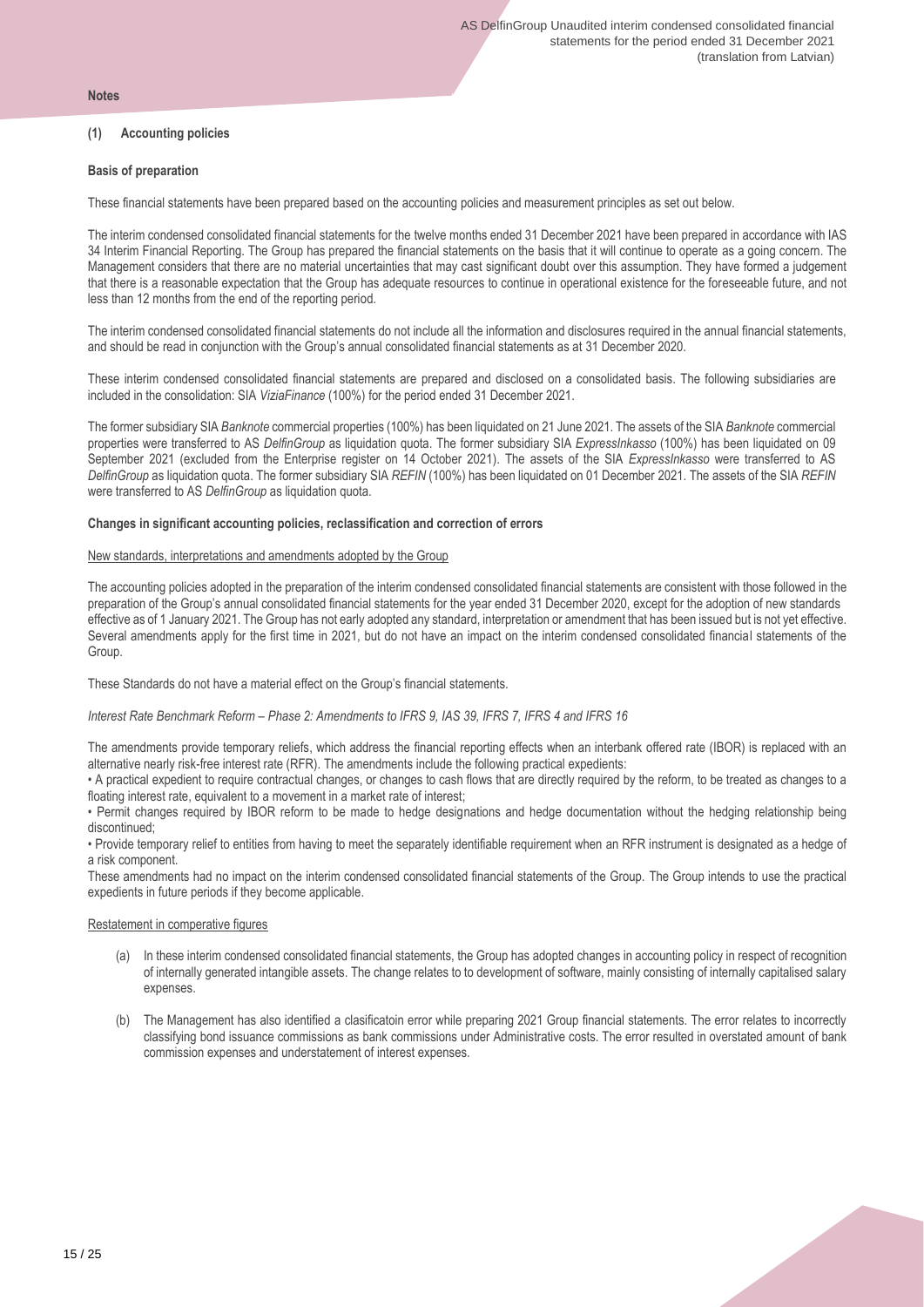**Notes**

## (1) Accounting policies

### Basis of preparation

These financial statements have been prepared based on the accounting policies and measurement principles as set out below.

The interim condensed consolidated financial statements for the twelve months ended 31 December 2021 have been prepared in accordance with IAS 34 Interim Financial Reporting. The Group has prepared the financial statements on the basis that it will continue to operate as a going concern. The Management considers that there are no material uncertainties that may cast significant doubt over this assumption. They have formed a judgement that there is a reasonable expectation that the Group has adequate resources to continue in operational existence for the foreseeable future, and not less than 12 months from the end of the reporting period.

The interim condensed consolidated financial statements do not include all the information and disclosures required in the annual financial statements, and should be read in conjunction with the Group's annual consolidated financial statements as at 31 December 2020.

These interim condensed consolidated financial statements are prepared and disclosed on a consolidated basis. The following subsidiaries are included in the consolidation: SIA *ViziaFinance* (100%) for the period ended 31 December 2021.

The former subsidiary SIA *Banknote* commercial properties (100%) has been liquidated on 21 June 2021. The assets of the SIA *Banknote* commercial properties were transferred to AS *DelfinGroup* as liquidation quota. The former subsidiary SIA *ExpressInkasso* (100%) has been liquidated on 09 September 2021 (excluded from the Enterprise register on 14 October 2021). The assets of the SIA *ExpressInkasso* were transferred to AS *DelfinGroup* as liquidation quota. The former subsidiary SIA *REFIN* (100%) has been liquidated on 01 December 2021. The assets of the SIA *REFIN* were transferred to AS *DelfinGroup* as liquidation quota.

### Changes in significant accounting policies, reclassification and correction of errors

New standards, interpretations and amendments adopted by the Group

The accounting policies adopted in the preparation of the interim condensed consolidated financial statements are consistent with those followed in the preparation of the Group's annual consolidated financial statements for the year ended 31 December 2020, except for the adoption of new standards effective as of 1 January 2021. The Group has not early adopted any standard, interpretation or amendment that has been issued but is not yet effective. Several amendments apply for the first time in 2021, but do not have an impact on the interim condensed consolidated financial statements of the Group.

These Standards do not have a material effect on the Group's financial statements.

*Interest Rate Benchmark Reform – Phase 2: Amendments to IFRS 9, IAS 39, IFRS 7, IFRS 4 and IFRS 16*

The amendments provide temporary reliefs, which address the financial reporting effects when an interbank offered rate (IBOR) is replaced with an alternative nearly risk-free interest rate (RFR). The amendments include the following practical expedients:

- A practical expedient to require contractual changes, or changes to cash flows that are directly required by the reform, to be treated as changes to a floating interest rate, equivalent to a movement in a market rate of interest;
- Permit changes required by IBOR reform to be made to hedge designations and hedge documentation without the hedging relationship being discontinued;
- Provide temporary relief to entities from having to meet the separately identifiable requirement when an RFR instrument is designated as a hedge of a risk component.

These amendments had no impact on the interim condensed consolidated financial statements of the Group. The Group intends to use the practical expedients in future periods if they become applicable.

Restatement in comperative figures

(a) In these interim condensed consolidated financial statements, the Group has adopted changes in accounting policy in respect of recognition of internally generated intangible assets. The change relates to to development of software, mainly consisting of internally capitalised salary expenses.

(b) The Management has also identified a clasificatoin error while preparing 2021 Group financial statements. The error relates to incorrectly classifying bond issuance commissions as bank commissions under Administrative costs. The error resulted in overstated amount of bank commission expenses and understatement of interest expenses.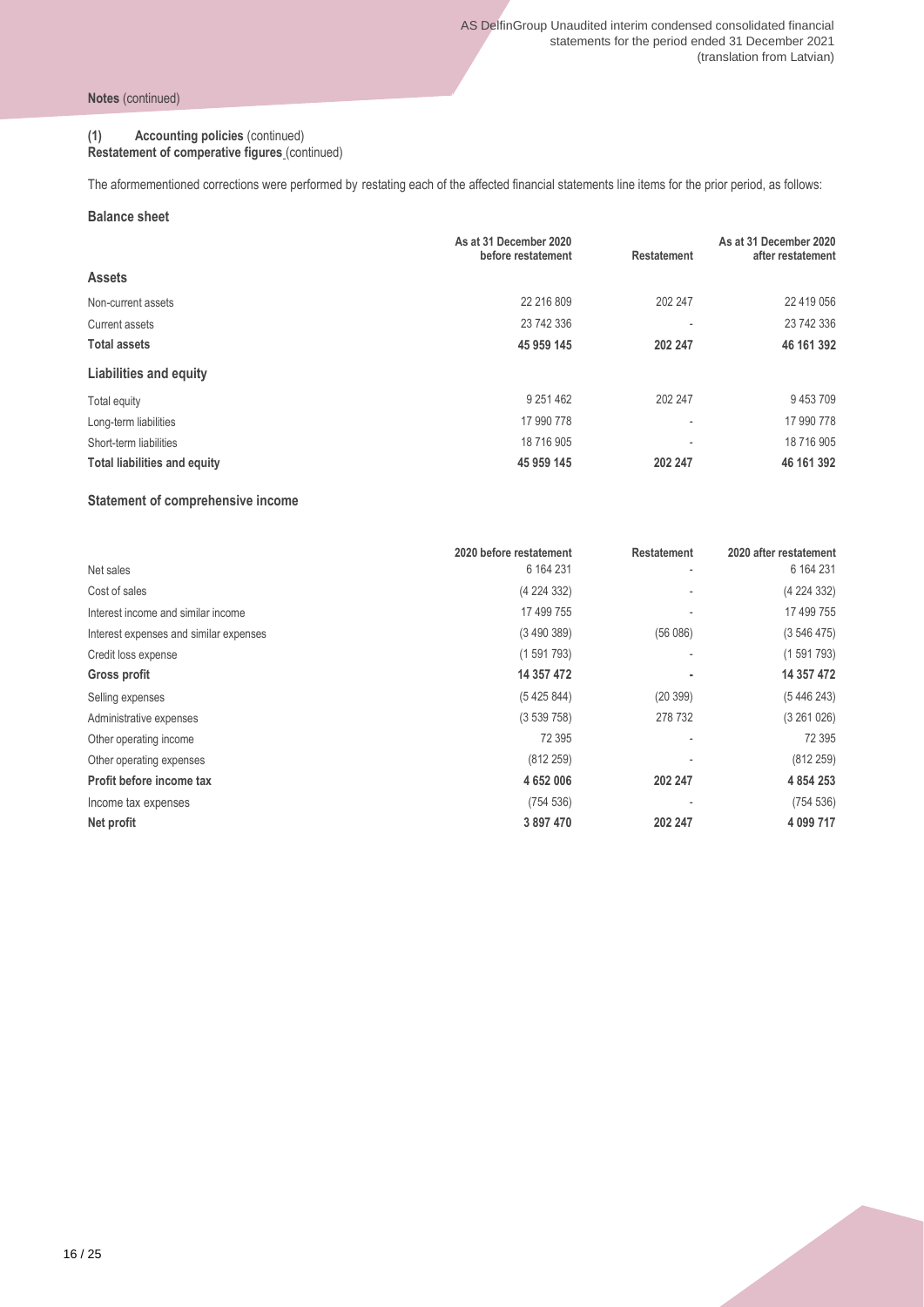**Notes** (continued)

**(1) Accounting policies** (continued)
**Restatement of comperative figures** (continued)

The aformementioned corrections were performed by restating each of the affected financial statements line items for the prior period, as follows:

### Balance sheet

| | As at 31 December 2020 before restatement | Restatement | As at 31 December 2020 after restatement |
|---|---|---|---|
| **Assets** | | | |
| Non-current assets | 22 216 809 | 202 247 | 22 419 056 |
| Current assets | 23 742 336 | - | 23 742 336 |
| **Total assets** | **45 959 145** | **202 247** | **46 161 392** |
| **Liabilities and equity** | | | |
| Total equity | 9 251 462 | 202 247 | 9 453 709 |
| Long-term liabilities | 17 990 778 | - | 17 990 778 |
| Short-term liabilities | 18 716 905 | - | 18 716 905 |
| **Total liabilities and equity** | **45 959 145** | **202 247** | **46 161 392** |

### Statement of comprehensive income

| | 2020 before restatement | Restatement | 2020 after restatement |
|---|---|---|---|
| Net sales | 6 164 231 | - | 6 164 231 |
| Cost of sales | (4 224 332) | - | (4 224 332) |
| Interest income and similar income | 17 499 755 | - | 17 499 755 |
| Interest expenses and similar expenses | (3 490 389) | (56 086) | (3 546 475) |
| Credit loss expense | (1 591 793) | - | (1 591 793) |
| **Gross profit** | **14 357 472** | **-** | **14 357 472** |
| Selling expenses | (5 425 844) | (20 399) | (5 446 243) |
| Administrative expenses | (3 539 758) | 278 732 | (3 261 026) |
| Other operating income | 72 395 | - | 72 395 |
| Other operating expenses | (812 259) | - | (812 259) |
| **Profit before income tax** | **4 652 006** | **202 247** | **4 854 253** |
| Income tax expenses | (754 536) | - | (754 536) |
| **Net profit** | **3 897 470** | **202 247** | **4 099 717** |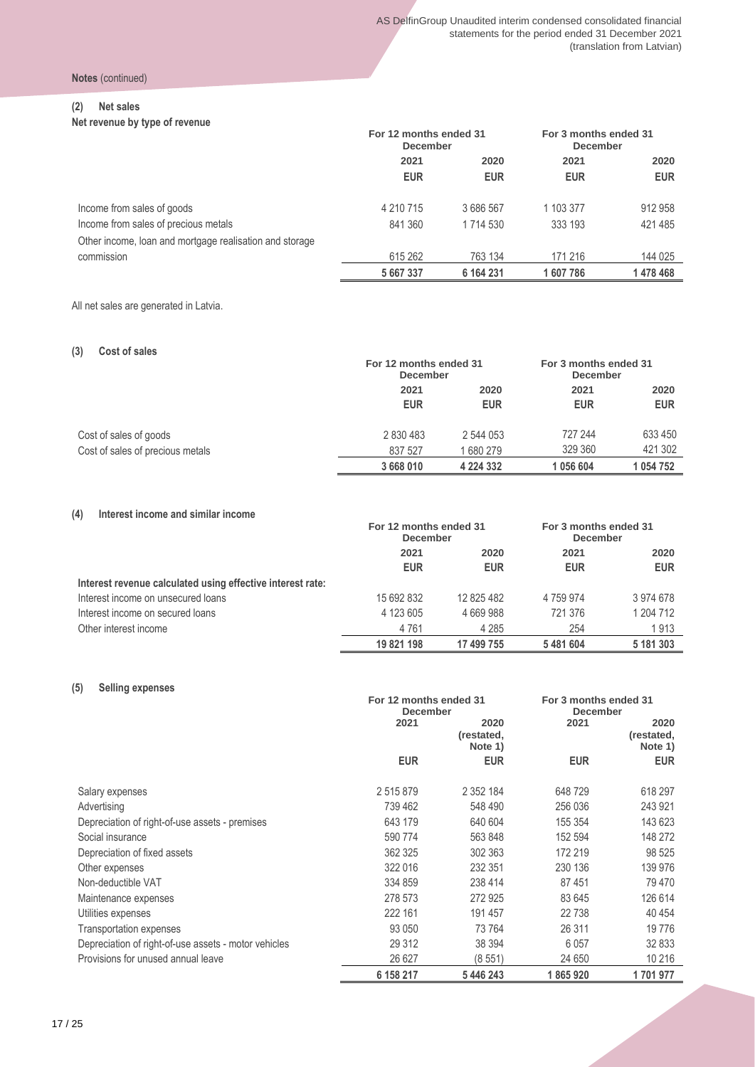**Notes** (continued)

## (2) Net sales

**Net revenue by type of revenue**

| | For 12 months ended 31 December | | For 3 months ended 31 December | |
|---|---|---|---|---|
| | 2021 | 2020 | 2021 | 2020 |
| | EUR | EUR | EUR | EUR |
| Income from sales of goods | 4 210 715 | 3 686 567 | 1 103 377 | 912 958 |
| Income from sales of precious metals | 841 360 | 1 714 530 | 333 193 | 421 485 |
| Other income, loan and mortgage realisation and storage commission | 615 262 | 763 134 | 171 216 | 144 025 |
| | **5 667 337** | **6 164 231** | **1 607 786** | **1 478 468** |

All net sales are generated in Latvia.

## (3) Cost of sales

| | For 12 months ended 31 December | | For 3 months ended 31 December | |
|---|---|---|---|---|
| | 2021 | 2020 | 2021 | 2020 |
| | EUR | EUR | EUR | EUR |
| Cost of sales of goods | 2 830 483 | 2 544 053 | 727 244 | 633 450 |
| Cost of sales of precious metals | 837 527 | 1 680 279 | 329 360 | 421 302 |
| | **3 668 010** | **4 224 332** | **1 056 604** | **1 054 752** |

## (4) Interest income and similar income

| | For 12 months ended 31 December | | For 3 months ended 31 December | |
|---|---|---|---|---|
| | 2021 | 2020 | 2021 | 2020 |
| | EUR | EUR | EUR | EUR |
| **Interest revenue calculated using effective interest rate:** | | | | |
| Interest income on unsecured loans | 15 692 832 | 12 825 482 | 4 759 974 | 3 974 678 |
| Interest income on secured loans | 4 123 605 | 4 669 988 | 721 376 | 1 204 712 |
| Other interest income | 4 761 | 4 285 | 254 | 1 913 |
| | **19 821 198** | **17 499 755** | **5 481 604** | **5 181 303** |

## (5) Selling expenses

| | For 12 months ended 31 December | | For 3 months ended 31 December | |
|---|---|---|---|---|
| | 2021 | 2020 (restated, Note 1) | 2021 | 2020 (restated, Note 1) |
| | EUR | EUR | EUR | EUR |
| Salary expenses | 2 515 879 | 2 352 184 | 648 729 | 618 297 |
| Advertising | 739 462 | 548 490 | 256 036 | 243 921 |
| Depreciation of right-of-use assets - premises | 643 179 | 640 604 | 155 354 | 143 623 |
| Social insurance | 590 774 | 563 848 | 152 594 | 148 272 |
| Depreciation of fixed assets | 362 325 | 302 363 | 172 219 | 98 525 |
| Other expenses | 322 016 | 232 351 | 230 136 | 139 976 |
| Non-deductible VAT | 334 859 | 238 414 | 87 451 | 79 470 |
| Maintenance expenses | 278 573 | 272 925 | 83 645 | 126 614 |
| Utilities expenses | 222 161 | 191 457 | 22 738 | 40 454 |
| Transportation expenses | 93 050 | 73 764 | 26 311 | 19 776 |
| Depreciation of right-of-use assets - motor vehicles | 29 312 | 38 394 | 6 057 | 32 833 |
| Provisions for unused annual leave | 26 627 | (8 551) | 24 650 | 10 216 |
| | **6 158 217** | **5 446 243** | **1 865 920** | **1 701 977** |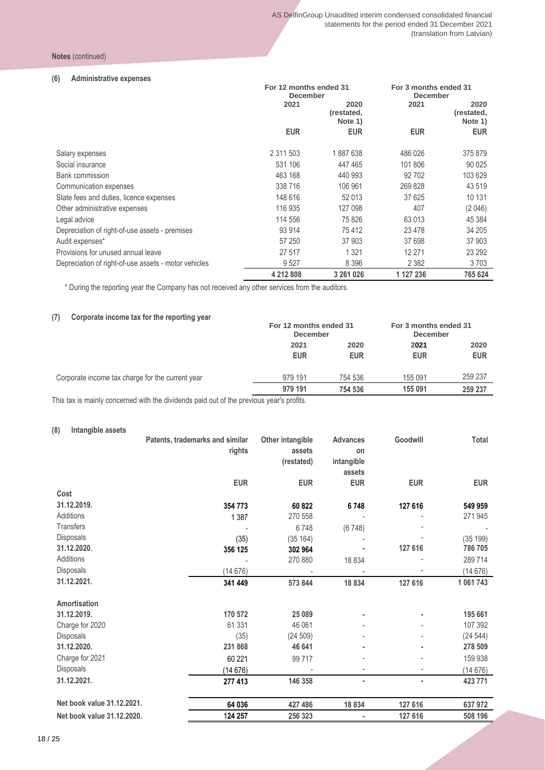**Notes** (continued)

### (6) Administrative expenses

| | For 12 months ended 31 December | | For 3 months ended 31 December | |
|---|---|---|---|---|
| | 2021 | 2020 (restated, Note 1) | 2021 | 2020 (restated, Note 1) |
| | EUR | EUR | EUR | EUR |
| Salary expenses | 2 311 503 | 1 887 638 | 486 026 | 375 879 |
| Social insurance | 531 106 | 447 465 | 101 806 | 90 025 |
| Bank commission | 463 168 | 440 993 | 92 702 | 103 629 |
| Communication expenses | 338 716 | 106 961 | 269 828 | 43 519 |
| State fees and duties, licence expenses | 148 616 | 52 013 | 37 625 | 10 131 |
| Other administrative expenses | 116 935 | 127 098 | 407 | (2 046) |
| Legal advice | 114 556 | 75 826 | 63 013 | 45 384 |
| Depreciation of right-of-use assets - premises | 93 914 | 75 412 | 23 478 | 34 205 |
| Audit expenses* | 57 250 | 37 903 | 37 698 | 37 903 |
| Provisions for unused annual leave | 27 517 | 1 321 | 12 271 | 23 292 |
| Depreciation of right-of-use assets - motor vehicles | 9 527 | 8 396 | 2 382 | 3 703 |
| | **4 212 808** | **3 261 026** | **1 127 236** | **765 624** |

* During the reporting year the Company has not received any other services from the auditors.

### (7) Corporate income tax for the reporting year

| | For 12 months ended 31 December | | For 3 months ended 31 December | |
|---|---|---|---|---|
| | 2021 | 2020 | 2021 | 2020 |
| | EUR | EUR | EUR | EUR |
| Corporate income tax charge for the current year | 979 191 | 754 536 | 155 091 | 259 237 |
| | **979 191** | **754 536** | **155 091** | **259 237** |

This tax is mainly concerned with the dividends paid out of the previous year's profits.

### (8) Intangible assets

| | Patents, trademarks and similar rights | Other intangible assets (restated) | Advances on intangible assets | Goodwill | Total |
|---|---|---|---|---|---|
| | EUR | EUR | EUR | EUR | EUR |
| **Cost** | | | | | |
| **31.12.2019.** | **354 773** | **60 822** | **6 748** | **127 616** | **549 959** |
| Additions | 1 387 | 270 558 | - | - | 271 945 |
| Transfers | - | 6 748 | (6 748) | - | - |
| Disposals | (35) | (35 164) | - | - | (35 199) |
| **31.12.2020.** | **356 125** | **302 964** | **-** | **127 616** | **786 705** |
| Additions | - | 270 880 | 18 834 | - | 289 714 |
| Disposals | (14 676) | - | - | - | (14 676) |
| **31.12.2021.** | **341 449** | **573 844** | **18 834** | **127 616** | **1 061 743** |
| **Amortisation** | | | | | |
| **31.12.2019.** | **170 572** | **25 089** | **-** | **-** | **195 661** |
| Charge for 2020 | 61 331 | 46 061 | - | - | 107 392 |
| Disposals | (35) | (24 509) | - | - | (24 544) |
| **31.12.2020.** | **231 868** | **46 641** | **-** | **-** | **278 509** |
| Charge for 2021 | 60 221 | 99 717 | - | - | 159 938 |
| Disposals | (14 676) | - | - | - | (14 676) |
| **31.12.2021.** | **277 413** | **146 358** | **-** | **-** | **423 771** |
| **Net book value 31.12.2021.** | **64 036** | **427 486** | **18 834** | **127 616** | **637 972** |
| **Net book value 31.12.2020.** | **124 257** | **256 323** | **-** | **127 616** | **508 196** |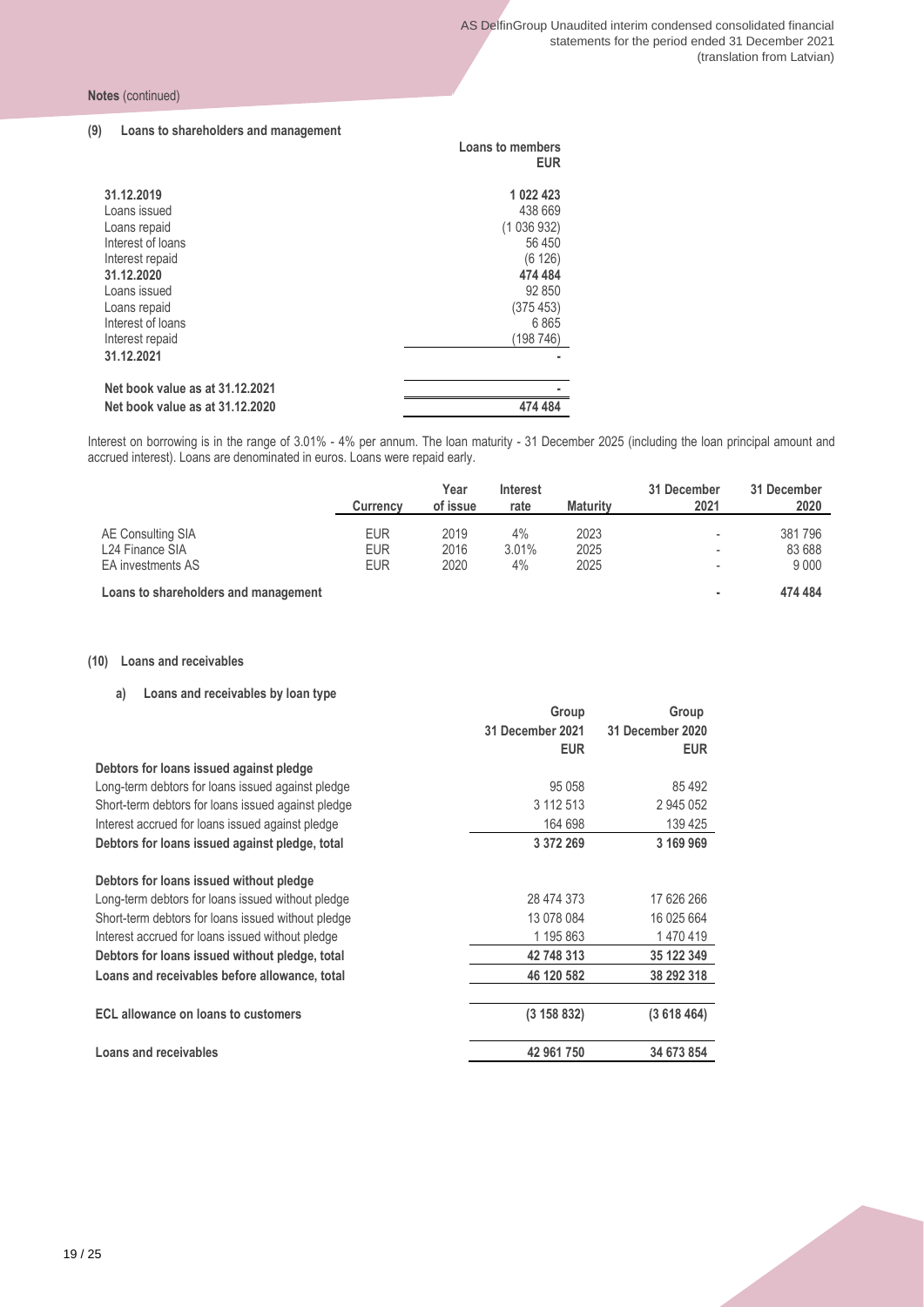**Notes** (continued)

**(9) Loans to shareholders and management**

| | Loans to members EUR |
|---|---|
| **31.12.2019** | **1 022 423** |
| Loans issued | 438 669 |
| Loans repaid | (1 036 932) |
| Interest of loans | 56 450 |
| Interest repaid | (6 126) |
| **31.12.2020** | **474 484** |
| Loans issued | 92 850 |
| Loans repaid | (375 453) |
| Interest of loans | 6 865 |
| Interest repaid | (198 746) |
| **31.12.2021** | **-** |
| | |
| **Net book value as at 31.12.2021** | **-** |
| **Net book value as at 31.12.2020** | **474 484** |

Interest on borrowing is in the range of 3.01% - 4% per annum. The loan maturity - 31 December 2025 (including the loan principal amount and accrued interest). Loans are denominated in euros. Loans were repaid early.

| | Currency | Year of issue | Interest rate | Maturity | 31 December 2021 | 31 December 2020 |
|---|---|---|---|---|---|---|
| AE Consulting SIA | EUR | 2019 | 4% | 2023 | - | 381 796 |
| L24 Finance SIA | EUR | 2016 | 3.01% | 2025 | - | 83 688 |
| EA investments AS | EUR | 2020 | 4% | 2025 | - | 9 000 |
| **Loans to shareholders and management** | | | | | **-** | **474 484** |

**(10) Loans and receivables**

**a) Loans and receivables by loan type**

| | Group 31 December 2021 EUR | Group 31 December 2020 EUR |
|---|---|---|
| **Debtors for loans issued against pledge** | | |
| Long-term debtors for loans issued against pledge | 95 058 | 85 492 |
| Short-term debtors for loans issued against pledge | 3 112 513 | 2 945 052 |
| Interest accrued for loans issued against pledge | 164 698 | 139 425 |
| **Debtors for loans issued against pledge, total** | **3 372 269** | **3 169 969** |
| | | |
| **Debtors for loans issued without pledge** | | |
| Long-term debtors for loans issued without pledge | 28 474 373 | 17 626 266 |
| Short-term debtors for loans issued without pledge | 13 078 084 | 16 025 664 |
| Interest accrued for loans issued without pledge | 1 195 863 | 1 470 419 |
| **Debtors for loans issued without pledge, total** | **42 748 313** | **35 122 349** |
| **Loans and receivables before allowance, total** | **46 120 582** | **38 292 318** |
| | | |
| **ECL allowance on loans to customers** | **(3 158 832)** | **(3 618 464)** |
| | | |
| **Loans and receivables** | **42 961 750** | **34 673 854** |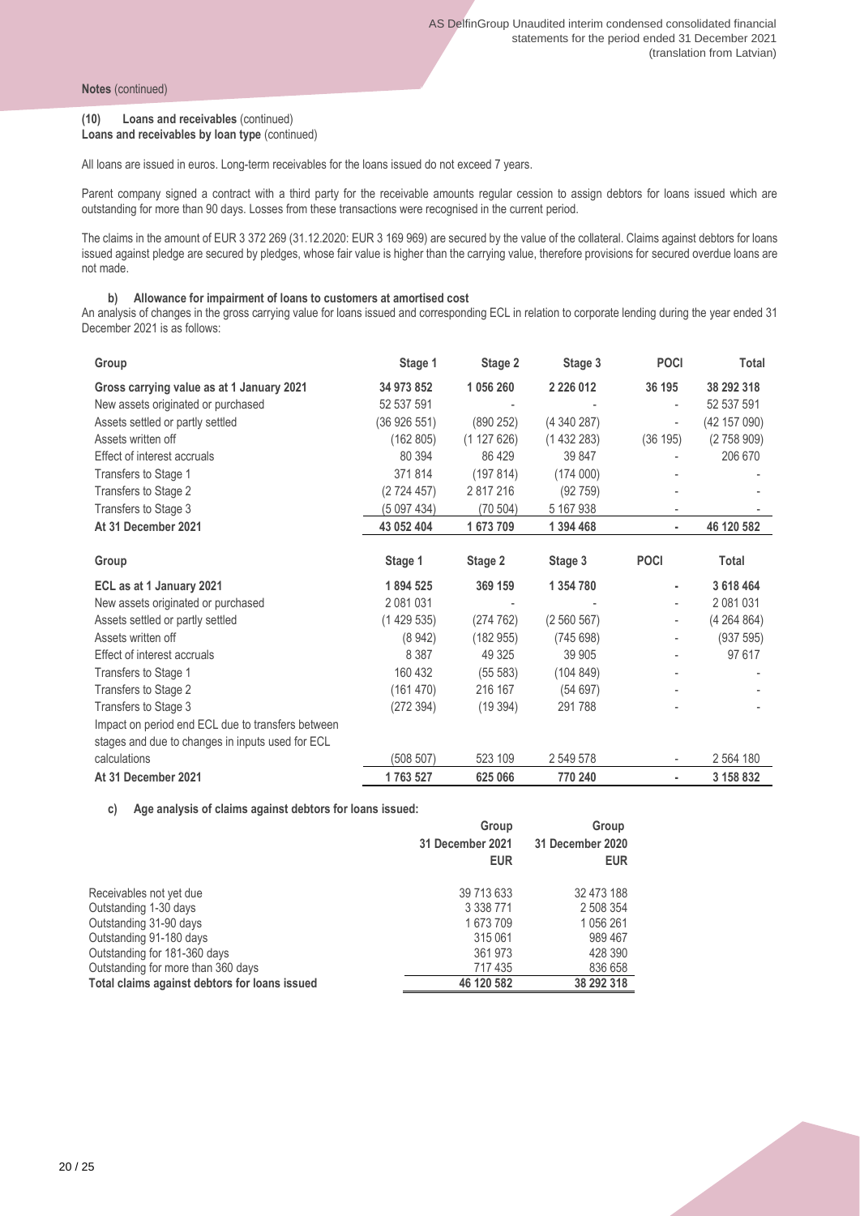**Notes** (continued)

**(10) Loans and receivables** (continued)
**Loans and receivables by loan type** (continued)

All loans are issued in euros. Long-term receivables for the loans issued do not exceed 7 years.

Parent company signed a contract with a third party for the receivable amounts regular cession to assign debtors for loans issued which are outstanding for more than 90 days. Losses from these transactions were recognised in the current period.

The claims in the amount of EUR 3 372 269 (31.12.2020: EUR 3 169 969) are secured by the value of the collateral. Claims against debtors for loans issued against pledge are secured by pledges, whose fair value is higher than the carrying value, therefore provisions for secured overdue loans are not made.

**b) Allowance for impairment of loans to customers at amortised cost**

An analysis of changes in the gross carrying value for loans issued and corresponding ECL in relation to corporate lending during the year ended 31 December 2021 is as follows:

| Group | Stage 1 | Stage 2 | Stage 3 | POCI | Total |
|---|---|---|---|---|---|
| **Gross carrying value as at 1 January 2021** | **34 973 852** | **1 056 260** | **2 226 012** | **36 195** | **38 292 318** |
| New assets originated or purchased | 52 537 591 | - | - | - | 52 537 591 |
| Assets settled or partly settled | (36 926 551) | (890 252) | (4 340 287) | - | (42 157 090) |
| Assets written off | (162 805) | (1 127 626) | (1 432 283) | (36 195) | (2 758 909) |
| Effect of interest accruals | 80 394 | 86 429 | 39 847 | - | 206 670 |
| Transfers to Stage 1 | 371 814 | (197 814) | (174 000) | - | - |
| Transfers to Stage 2 | (2 724 457) | 2 817 216 | (92 759) | - | - |
| Transfers to Stage 3 | (5 097 434) | (70 504) | 5 167 938 | - | - |
| **At 31 December 2021** | **43 052 404** | **1 673 709** | **1 394 468** | **-** | **46 120 582** |

| Group | Stage 1 | Stage 2 | Stage 3 | POCI | Total |
|---|---|---|---|---|---|
| **ECL as at 1 January 2021** | **1 894 525** | **369 159** | **1 354 780** | **-** | **3 618 464** |
| New assets originated or purchased | 2 081 031 | - | - | - | 2 081 031 |
| Assets settled or partly settled | (1 429 535) | (274 762) | (2 560 567) | - | (4 264 864) |
| Assets written off | (8 942) | (182 955) | (745 698) | - | (937 595) |
| Effect of interest accruals | 8 387 | 49 325 | 39 905 | - | 97 617 |
| Transfers to Stage 1 | 160 432 | (55 583) | (104 849) | - | - |
| Transfers to Stage 2 | (161 470) | 216 167 | (54 697) | - | - |
| Transfers to Stage 3 | (272 394) | (19 394) | 291 788 | - | - |
| Impact on period end ECL due to transfers between stages and due to changes in inputs used for ECL calculations | (508 507) | 523 109 | 2 549 578 | - | 2 564 180 |
| **At 31 December 2021** | **1 763 527** | **625 066** | **770 240** | **-** | **3 158 832** |

**c) Age analysis of claims against debtors for loans issued:**

| | Group 31 December 2021 EUR | Group 31 December 2020 EUR |
|---|---|---|
| Receivables not yet due | 39 713 633 | 32 473 188 |
| Outstanding 1-30 days | 3 338 771 | 2 508 354 |
| Outstanding 31-90 days | 1 673 709 | 1 056 261 |
| Outstanding 91-180 days | 315 061 | 989 467 |
| Outstanding for 181-360 days | 361 973 | 428 390 |
| Outstanding for more than 360 days | 717 435 | 836 658 |
| **Total claims against debtors for loans issued** | **46 120 582** | **38 292 318** |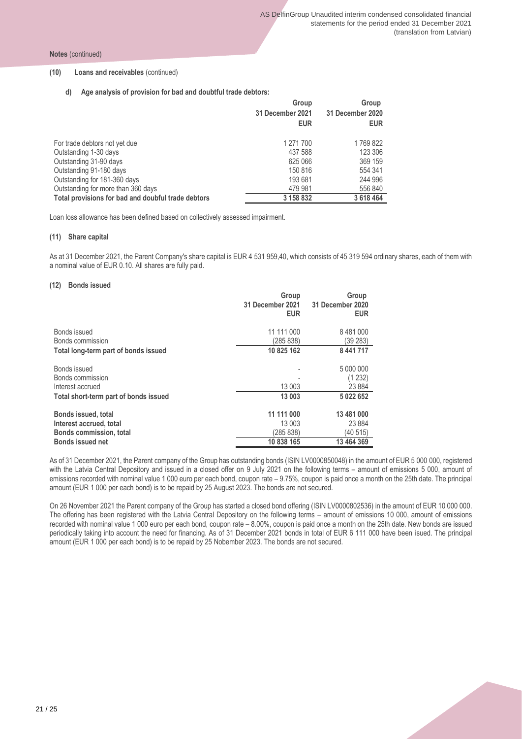**Notes** (continued)

**(10) Loans and receivables** (continued)

**d) Age analysis of provision for bad and doubtful trade debtors:**

| | Group 31 December 2021 EUR | Group 31 December 2020 EUR |
|---|---|---|
| For trade debtors not yet due | 1 271 700 | 1 769 822 |
| Outstanding 1-30 days | 437 588 | 123 306 |
| Outstanding 31-90 days | 625 066 | 369 159 |
| Outstanding 91-180 days | 150 816 | 554 341 |
| Outstanding for 181-360 days | 193 681 | 244 996 |
| Outstanding for more than 360 days | 479 981 | 556 840 |
| **Total provisions for bad and doubtful trade debtors** | **3 158 832** | **3 618 464** |

Loan loss allowance has been defined based on collectively assessed impairment.

**(11) Share capital**

As at 31 December 2021, the Parent Company's share capital is EUR 4 531 959,40, which consists of 45 319 594 ordinary shares, each of them with a nominal value of EUR 0.10. All shares are fully paid.

**(12) Bonds issued**

| | Group 31 December 2021 EUR | Group 31 December 2020 EUR |
|---|---|---|
| Bonds issued | 11 111 000 | 8 481 000 |
| Bonds commission | (285 838) | (39 283) |
| **Total long-term part of bonds issued** | **10 825 162** | **8 441 717** |
| Bonds issued | - | 5 000 000 |
| Bonds commission | - | (1 232) |
| Interest accrued | 13 003 | 23 884 |
| **Total short-term part of bonds issued** | **13 003** | **5 022 652** |
| **Bonds issued, total** | **11 111 000** | **13 481 000** |
| **Interest accrued, total** | **13 003** | **23 884** |
| **Bonds commission, total** | (285 838) | (40 515) |
| **Bonds issued net** | **10 838 165** | **13 464 369** |

As of 31 December 2021, the Parent company of the Group has outstanding bonds (ISIN LV0000850048) in the amount of EUR 5 000 000, registered with the Latvia Central Depository and issued in a closed offer on 9 July 2021 on the following terms – amount of emissions 5 000, amount of emissions recorded with nominal value 1 000 euro per each bond, coupon rate – 9.75%, coupon is paid once a month on the 25th date. The principal amount (EUR 1 000 per each bond) is to be repaid by 25 August 2023. The bonds are not secured.

On 26 November 2021 the Parent company of the Group has started a closed bond offering (ISIN LV0000802536) in the amount of EUR 10 000 000. The offering has been registered with the Latvia Central Depository on the following terms – amount of emissions 10 000, amount of emissions recorded with nominal value 1 000 euro per each bond, coupon rate – 8.00%, coupon is paid once a month on the 25th date. New bonds are issued periodically taking into account the need for financing. As of 31 December 2021 bonds in total of EUR 6 111 000 have been isued. The principal amount (EUR 1 000 per each bond) is to be repaid by 25 Nobember 2023. The bonds are not secured.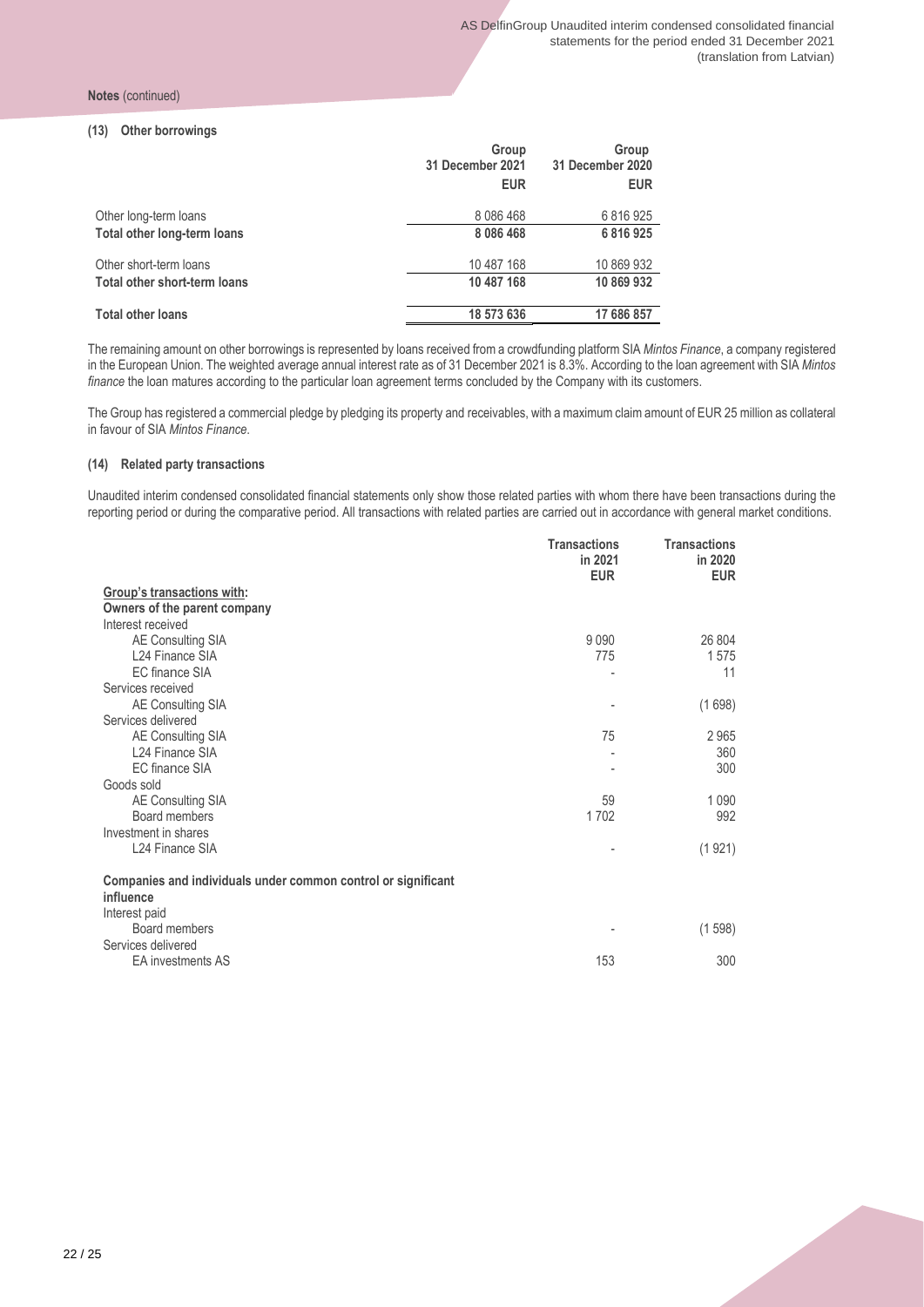**Notes** (continued)

**(13) Other borrowings**

| | Group 31 December 2021 EUR | Group 31 December 2020 EUR |
|---|---|---|
| Other long-term loans | 8 086 468 | 6 816 925 |
| **Total other long-term loans** | **8 086 468** | **6 816 925** |
| Other short-term loans | 10 487 168 | 10 869 932 |
| **Total other short-term loans** | **10 487 168** | **10 869 932** |
| **Total other loans** | **18 573 636** | **17 686 857** |

The remaining amount on other borrowings is represented by loans received from a crowdfunding platform SIA *Mintos Finance*, a company registered in the European Union. The weighted average annual interest rate as of 31 December 2021 is 8.3%. According to the loan agreement with SIA *Mintos finance* the loan matures according to the particular loan agreement terms concluded by the Company with its customers.

The Group has registered a commercial pledge by pledging its property and receivables, with a maximum claim amount of EUR 25 million as collateral in favour of SIA *Mintos Finance*.

**(14) Related party transactions**

Unaudited interim condensed consolidated financial statements only show those related parties with whom there have been transactions during the reporting period or during the comparative period. All transactions with related parties are carried out in accordance with general market conditions.

| | Transactions in 2021 EUR | Transactions in 2020 EUR |
|---|---|---|
| **Group's transactions with:** | | |
| **Owners of the parent company** | | |
| Interest received | | |
| AE Consulting SIA | 9 090 | 26 804 |
| L24 Finance SIA | 775 | 1 575 |
| EC finance SIA | - | 11 |
| Services received | | |
| AE Consulting SIA | - | (1 698) |
| Services delivered | | |
| AE Consulting SIA | 75 | 2 965 |
| L24 Finance SIA | - | 360 |
| EC finance SIA | - | 300 |
| Goods sold | | |
| AE Consulting SIA | 59 | 1 090 |
| Board members | 1 702 | 992 |
| Investment in shares | | |
| L24 Finance SIA | - | (1 921) |
| **Companies and individuals under common control or significant influence** | | |
| Interest paid | | |
| Board members | - | (1 598) |
| Services delivered | | |
| EA investments AS | 153 | 300 |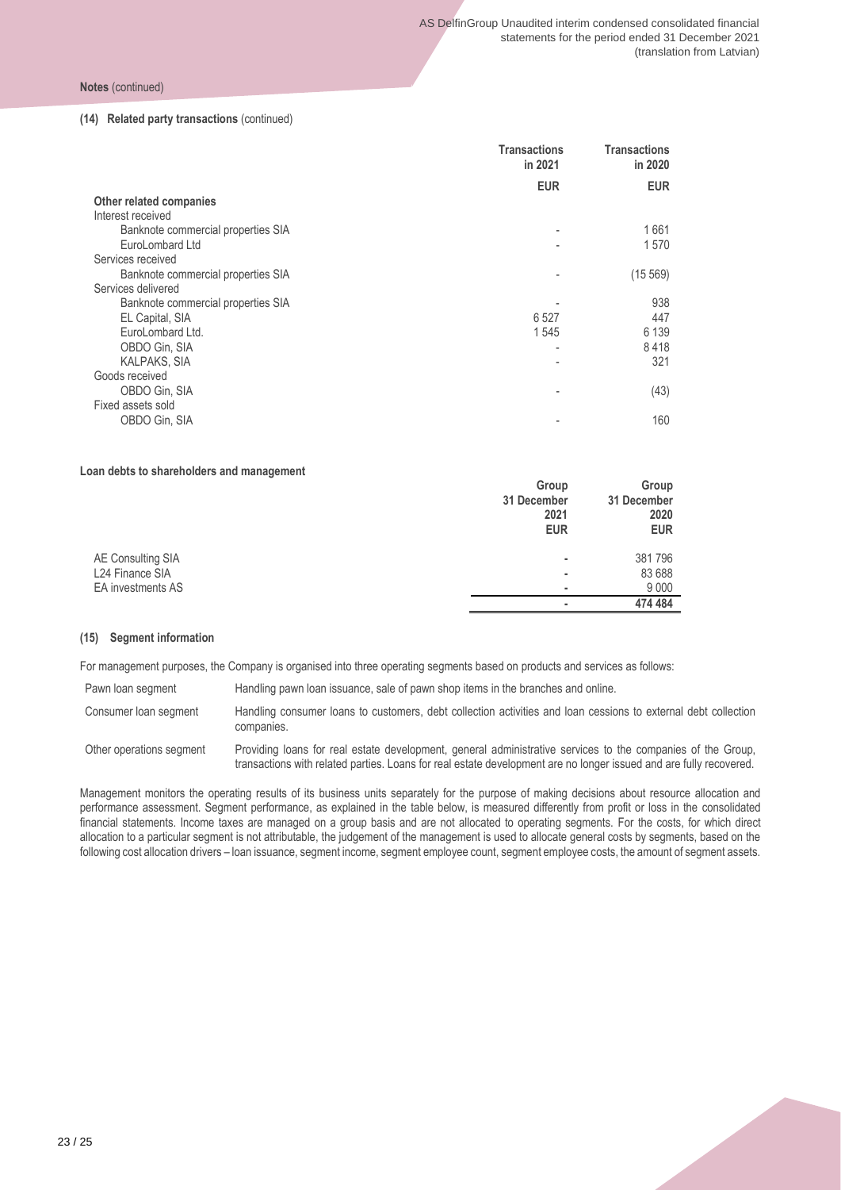**Notes** (continued)

**(14) Related party transactions** (continued)

| | Transactions in 2021 | Transactions in 2020 |
|---|---|---|
| | **EUR** | **EUR** |
| **Other related companies** | | |
| Interest received | | |
| Banknote commercial properties SIA | - | 1 661 |
| EuroLombard Ltd | - | 1 570 |
| Services received | | |
| Banknote commercial properties SIA | - | (15 569) |
| Services delivered | | |
| Banknote commercial properties SIA | - | 938 |
| EL Capital, SIA | 6 527 | 447 |
| EuroLombard Ltd. | 1 545 | 6 139 |
| OBDO Gin, SIA | - | 8 418 |
| KALPAKS, SIA | - | 321 |
| Goods received | | |
| OBDO Gin, SIA | - | (43) |
| Fixed assets sold | | |
| OBDO Gin, SIA | - | 160 |

**Loan debts to shareholders and management**

| | Group 31 December 2021 EUR | Group 31 December 2020 EUR |
|---|---|---|
| AE Consulting SIA | - | 381 796 |
| L24 Finance SIA | - | 83 688 |
| EA investments AS | - | 9 000 |
| | - | 474 484 |

**(15) Segment information**

For management purposes, the Company is organised into three operating segments based on products and services as follows:

| | |
|---|---|
| Pawn loan segment | Handling pawn loan issuance, sale of pawn shop items in the branches and online. |
| Consumer loan segment | Handling consumer loans to customers, debt collection activities and loan cessions to external debt collection companies. |
| Other operations segment | Providing loans for real estate development, general administrative services to the companies of the Group, transactions with related parties. Loans for real estate development are no longer issued and are fully recovered. |

Management monitors the operating results of its business units separately for the purpose of making decisions about resource allocation and performance assessment. Segment performance, as explained in the table below, is measured differently from profit or loss in the consolidated financial statements. Income taxes are managed on a group basis and are not allocated to operating segments. For the costs, for which direct allocation to a particular segment is not attributable, the judgement of the management is used to allocate general costs by segments, based on the following cost allocation drivers – loan issuance, segment income, segment employee count, segment employee costs, the amount of segment assets.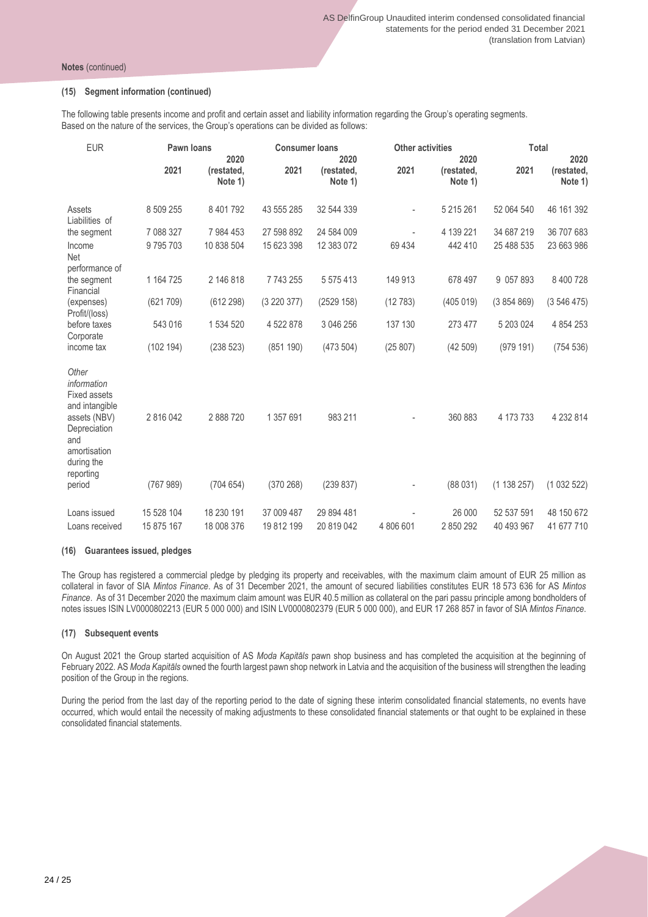**Notes** (continued)

### (15) Segment information (continued)

The following table presents income and profit and certain asset and liability information regarding the Group's operating segments. Based on the nature of the services, the Group's operations can be divided as follows:

| EUR | Pawn loans | | Consumer loans | | Other activities | | Total | |
|---|---|---|---|---|---|---|---|---|
| | 2021 | 2020 (restated, Note 1) | 2021 | 2020 (restated, Note 1) | 2021 | 2020 (restated, Note 1) | 2021 | 2020 (restated, Note 1) |
| Assets | 8 509 255 | 8 401 792 | 43 555 285 | 32 544 339 | - | 5 215 261 | 52 064 540 | 46 161 392 |
| Liabilities of the segment | 7 088 327 | 7 984 453 | 27 598 892 | 24 584 009 | - | 4 139 221 | 34 687 219 | 36 707 683 |
| Income | 9 795 703 | 10 838 504 | 15 623 398 | 12 383 072 | 69 434 | 442 410 | 25 488 535 | 23 663 986 |
| Net performance of the segment | 1 164 725 | 2 146 818 | 7 743 255 | 5 575 413 | 149 913 | 678 497 | 9 057 893 | 8 400 728 |
| Financial (expenses) | (621 709) | (612 298) | (3 220 377) | (2529 158) | (12 783) | (405 019) | (3 854 869) | (3 546 475) |
| Profit/(loss) before taxes | 543 016 | 1 534 520 | 4 522 878 | 3 046 256 | 137 130 | 273 477 | 5 203 024 | 4 854 253 |
| Corporate income tax | (102 194) | (238 523) | (851 190) | (473 504) | (25 807) | (42 509) | (979 191) | (754 536) |
| *Other information* | | | | | | | | |
| Fixed assets and intangible assets (NBV) | 2 816 042 | 2 888 720 | 1 357 691 | 983 211 | - | 360 883 | 4 173 733 | 4 232 814 |
| Depreciation and amortisation during the reporting period | (767 989) | (704 654) | (370 268) | (239 837) | - | (88 031) | (1 138 257) | (1 032 522) |
| Loans issued | 15 528 104 | 18 230 191 | 37 009 487 | 29 894 481 | - | 26 000 | 52 537 591 | 48 150 672 |
| Loans received | 15 875 167 | 18 008 376 | 19 812 199 | 20 819 042 | 4 806 601 | 2 850 292 | 40 493 967 | 41 677 710 |

### (16) Guarantees issued, pledges

The Group has registered a commercial pledge by pledging its property and receivables, with the maximum claim amount of EUR 25 million as collateral in favor of SIA *Mintos Finance*. As of 31 December 2021, the amount of secured liabilities constitutes EUR 18 573 636 for AS *Mintos Finance*. As of 31 December 2020 the maximum claim amount was EUR 40.5 million as collateral on the pari passu principle among bondholders of notes issues ISIN LV0000802213 (EUR 5 000 000) and ISIN LV0000802379 (EUR 5 000 000), and EUR 17 268 857 in favor of SIA *Mintos Finance.*

### (17) Subsequent events

On August 2021 the Group started acquisition of AS *Moda Kapitāls* pawn shop business and has completed the acquisition at the beginning of February 2022. AS *Moda Kapitāls* owned the fourth largest pawn shop network in Latvia and the acquisition of the business will strengthen the leading position of the Group in the regions.

During the period from the last day of the reporting period to the date of signing these interim consolidated financial statements, no events have occurred, which would entail the necessity of making adjustments to these consolidated financial statements or that ought to be explained in these consolidated financial statements.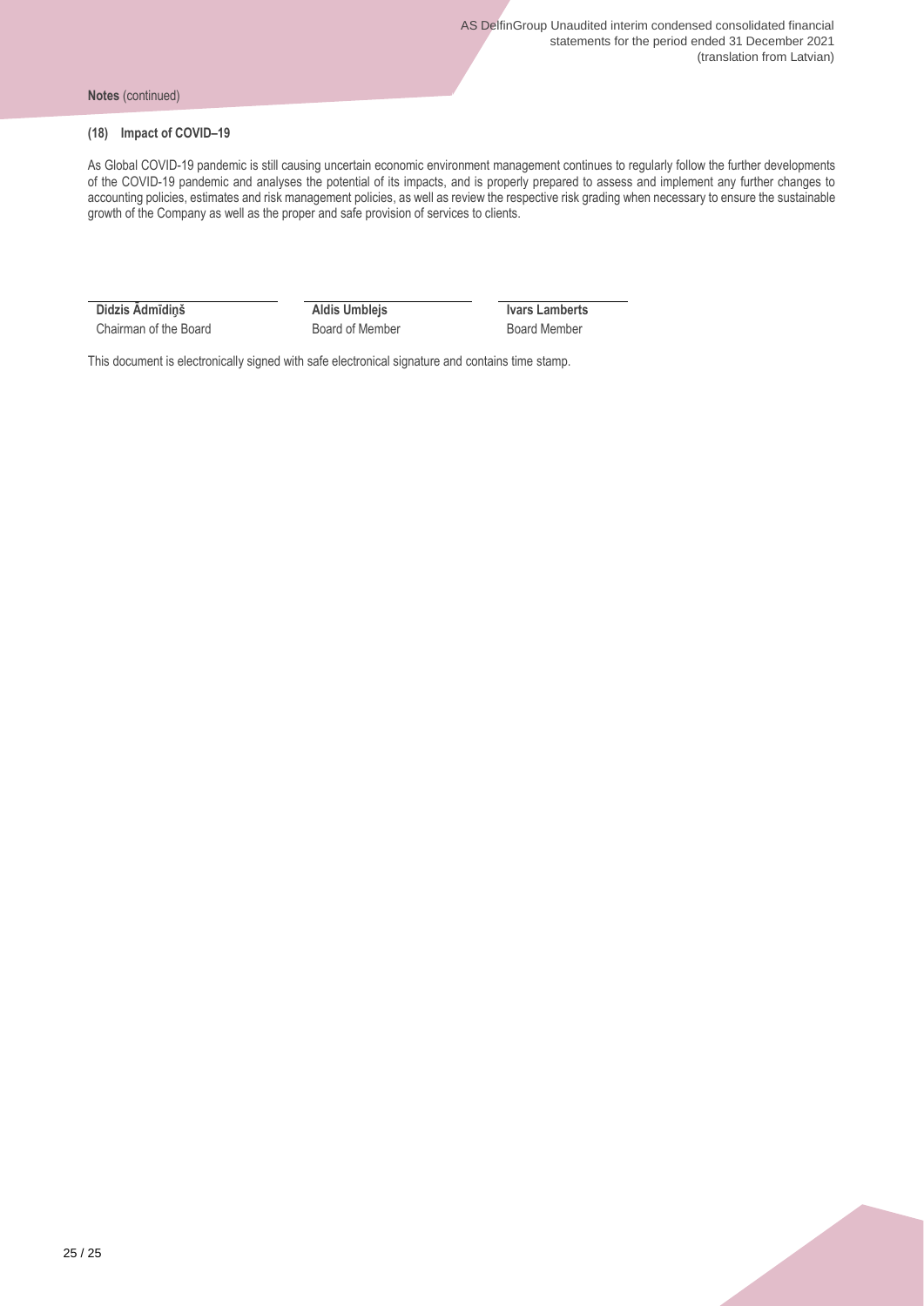**Notes** (continued)

### (18) Impact of COVID–19

As Global COVID-19 pandemic is still causing uncertain economic environment management continues to regularly follow the further developments of the COVID-19 pandemic and analyses the potential of its impacts, and is properly prepared to assess and implement any further changes to accounting policies, estimates and risk management policies, as well as review the respective risk grading when necessary to ensure the sustainable growth of the Company as well as the proper and safe provision of services to clients.

| | | |
|---|---|---|
| **Didzis Ādmīdiņš** | **Aldis Umblejs** | **Ivars Lamberts** |
| Chairman of the Board | Board of Member | Board Member |

This document is electronically signed with safe electronical signature and contains time stamp.